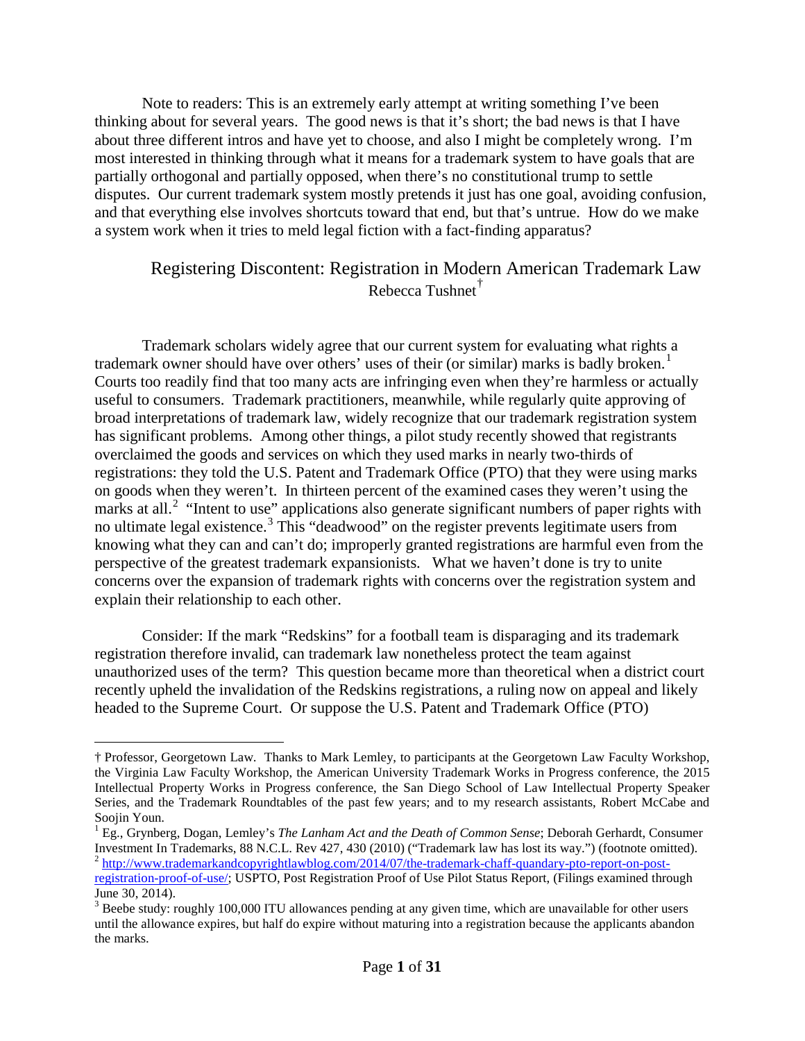Note to readers: This is an extremely early attempt at writing something I've been thinking about for several years. The good news is that it's short; the bad news is that I have about three different intros and have yet to choose, and also I might be completely wrong. I'm most interested in thinking through what it means for a trademark system to have goals that are partially orthogonal and partially opposed, when there's no constitutional trump to settle disputes. Our current trademark system mostly pretends it just has one goal, avoiding confusion, and that everything else involves shortcuts toward that end, but that's untrue. How do we make a system work when it tries to meld legal fiction with a fact-finding apparatus?

# Registering Discontent: Registration in Modern American Trademark Law

Rebecca Tushnet[†]

Trademark scholars widely agree that our current system for evaluating what rights a trademark owner should have over others' uses of their (or similar) marks is badly broken.[1] Courts too readily find that too many acts are infringing even when they're harmless or actually useful to consumers. Trademark practitioners, meanwhile, while regularly quite approving of broad interpretations of trademark law, widely recognize that our trademark registration system has significant problems. Among other things, a pilot study recently showed that registrants overclaimed the goods and services on which they used marks in nearly two-thirds of registrations: they told the U.S. Patent and Trademark Office (PTO) that they were using marks on goods when they weren't. In thirteen percent of the examined cases they weren't using the marks at all.[2] "Intent to use" applications also generate significant numbers of paper rights with no ultimate legal existence.[3] This "deadwood" on the register prevents legitimate users from knowing what they can and can't do; improperly granted registrations are harmful even from the perspective of the greatest trademark expansionists. What we haven't done is try to unite concerns over the expansion of trademark rights with concerns over the registration system and explain their relationship to each other.

Consider: If the mark "Redskins" for a football team is disparaging and its trademark registration therefore invalid, can trademark law nonetheless protect the team against unauthorized uses of the term? This question became more than theoretical when a district court recently upheld the invalidation of the Redskins registrations, a ruling now on appeal and likely headed to the Supreme Court. Or suppose the U.S. Patent and Trademark Office (PTO)

---

† Professor, Georgetown Law. Thanks to Mark Lemley, to participants at the Georgetown Law Faculty Workshop, the Virginia Law Faculty Workshop, the American University Trademark Works in Progress conference, the 2015 Intellectual Property Works in Progress conference, the San Diego School of Law Intellectual Property Speaker Series, and the Trademark Roundtables of the past few years; and to my research assistants, Robert McCabe and Soojin Youn.

[1] Eg., Grynberg, Dogan, Lemley's *The Lanham Act and the Death of Common Sense*; Deborah Gerhardt, Consumer Investment In Trademarks, 88 N.C.L. Rev 427, 430 (2010) ("Trademark law has lost its way.") (footnote omitted).

[2] http://www.trademarkandcopyrightlawblog.com/2014/07/the-trademark-chaff-quandary-pto-report-on-post-registration-proof-of-use/; USPTO, Post Registration Proof of Use Pilot Status Report, (Filings examined through June 30, 2014).

[3] Beebe study: roughly 100,000 ITU allowances pending at any given time, which are unavailable for other users until the allowance expires, but half do expire without maturing into a registration because the applicants abandon the marks.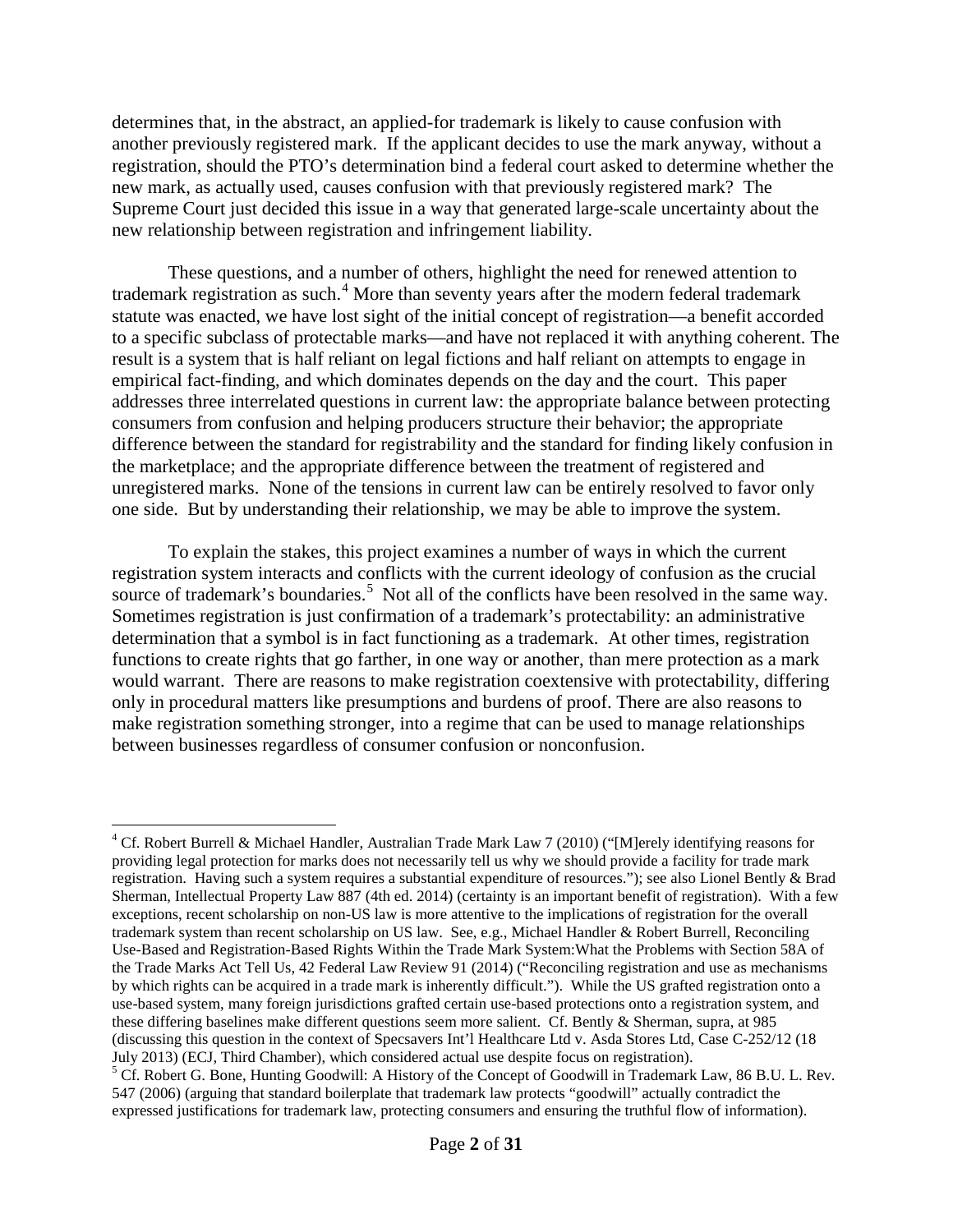determines that, in the abstract, an applied-for trademark is likely to cause confusion with another previously registered mark. If the applicant decides to use the mark anyway, without a registration, should the PTO's determination bind a federal court asked to determine whether the new mark, as actually used, causes confusion with that previously registered mark? The Supreme Court just decided this issue in a way that generated large-scale uncertainty about the new relationship between registration and infringement liability.

These questions, and a number of others, highlight the need for renewed attention to trademark registration as such.[4] More than seventy years after the modern federal trademark statute was enacted, we have lost sight of the initial concept of registration—a benefit accorded to a specific subclass of protectable marks—and have not replaced it with anything coherent. The result is a system that is half reliant on legal fictions and half reliant on attempts to engage in empirical fact-finding, and which dominates depends on the day and the court. This paper addresses three interrelated questions in current law: the appropriate balance between protecting consumers from confusion and helping producers structure their behavior; the appropriate difference between the standard for registrability and the standard for finding likely confusion in the marketplace; and the appropriate difference between the treatment of registered and unregistered marks. None of the tensions in current law can be entirely resolved to favor only one side. But by understanding their relationship, we may be able to improve the system.

To explain the stakes, this project examines a number of ways in which the current registration system interacts and conflicts with the current ideology of confusion as the crucial source of trademark's boundaries.[5] Not all of the conflicts have been resolved in the same way. Sometimes registration is just confirmation of a trademark's protectability: an administrative determination that a symbol is in fact functioning as a trademark. At other times, registration functions to create rights that go farther, in one way or another, than mere protection as a mark would warrant. There are reasons to make registration coextensive with protectability, differing only in procedural matters like presumptions and burdens of proof. There are also reasons to make registration something stronger, into a regime that can be used to manage relationships between businesses regardless of consumer confusion or nonconfusion.

---

[4] Cf. Robert Burrell & Michael Handler, Australian Trade Mark Law 7 (2010) ("[M]erely identifying reasons for providing legal protection for marks does not necessarily tell us why we should provide a facility for trade mark registration. Having such a system requires a substantial expenditure of resources."); see also Lionel Bently & Brad Sherman, Intellectual Property Law 887 (4th ed. 2014) (certainty is an important benefit of registration). With a few exceptions, recent scholarship on non-US law is more attentive to the implications of registration for the overall trademark system than recent scholarship on US law. See, e.g., Michael Handler & Robert Burrell, Reconciling Use-Based and Registration-Based Rights Within the Trade Mark System:What the Problems with Section 58A of the Trade Marks Act Tell Us, 42 Federal Law Review 91 (2014) ("Reconciling registration and use as mechanisms by which rights can be acquired in a trade mark is inherently difficult."). While the US grafted registration onto a use-based system, many foreign jurisdictions grafted certain use-based protections onto a registration system, and these differing baselines make different questions seem more salient. Cf. Bently & Sherman, supra, at 985 (discussing this question in the context of Specsavers Int'l Healthcare Ltd v. Asda Stores Ltd, Case C-252/12 (18 July 2013) (ECJ, Third Chamber), which considered actual use despite focus on registration).

[5] Cf. Robert G. Bone, Hunting Goodwill: A History of the Concept of Goodwill in Trademark Law, 86 B.U. L. Rev. 547 (2006) (arguing that standard boilerplate that trademark law protects "goodwill" actually contradict the expressed justifications for trademark law, protecting consumers and ensuring the truthful flow of information).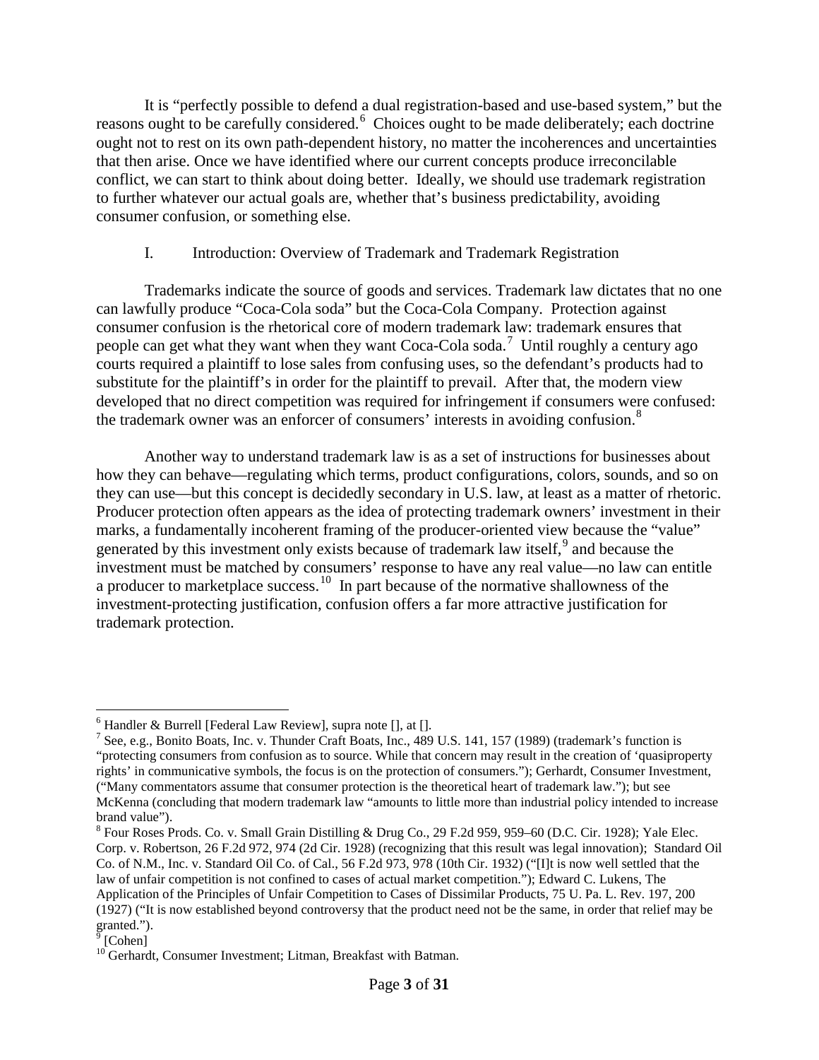It is "perfectly possible to defend a dual registration-based and use-based system," but the reasons ought to be carefully considered.[6] Choices ought to be made deliberately; each doctrine ought not to rest on its own path-dependent history, no matter the incoherences and uncertainties that then arise. Once we have identified where our current concepts produce irreconcilable conflict, we can start to think about doing better. Ideally, we should use trademark registration to further whatever our actual goals are, whether that's business predictability, avoiding consumer confusion, or something else.

## I. Introduction: Overview of Trademark and Trademark Registration

Trademarks indicate the source of goods and services. Trademark law dictates that no one can lawfully produce "Coca-Cola soda" but the Coca-Cola Company. Protection against consumer confusion is the rhetorical core of modern trademark law: trademark ensures that people can get what they want when they want Coca-Cola soda.[7] Until roughly a century ago courts required a plaintiff to lose sales from confusing uses, so the defendant's products had to substitute for the plaintiff's in order for the plaintiff to prevail. After that, the modern view developed that no direct competition was required for infringement if consumers were confused: the trademark owner was an enforcer of consumers' interests in avoiding confusion.[8]

Another way to understand trademark law is as a set of instructions for businesses about how they can behave—regulating which terms, product configurations, colors, sounds, and so on they can use—but this concept is decidedly secondary in U.S. law, at least as a matter of rhetoric. Producer protection often appears as the idea of protecting trademark owners' investment in their marks, a fundamentally incoherent framing of the producer-oriented view because the "value" generated by this investment only exists because of trademark law itself,[9] and because the investment must be matched by consumers' response to have any real value—no law can entitle a producer to marketplace success.[10] In part because of the normative shallowness of the investment-protecting justification, confusion offers a far more attractive justification for trademark protection.

---

[6] Handler & Burrell [Federal Law Review], supra note [], at [].

[7] See, e.g., Bonito Boats, Inc. v. Thunder Craft Boats, Inc., 489 U.S. 141, 157 (1989) (trademark's function is "protecting consumers from confusion as to source. While that concern may result in the creation of 'quasiproperty rights' in communicative symbols, the focus is on the protection of consumers."); Gerhardt, Consumer Investment, ("Many commentators assume that consumer protection is the theoretical heart of trademark law."); but see McKenna (concluding that modern trademark law "amounts to little more than industrial policy intended to increase brand value").

[8] Four Roses Prods. Co. v. Small Grain Distilling & Drug Co., 29 F.2d 959, 959–60 (D.C. Cir. 1928); Yale Elec. Corp. v. Robertson, 26 F.2d 972, 974 (2d Cir. 1928) (recognizing that this result was legal innovation); Standard Oil Co. of N.M., Inc. v. Standard Oil Co. of Cal., 56 F.2d 973, 978 (10th Cir. 1932) ("[I]t is now well settled that the law of unfair competition is not confined to cases of actual market competition."); Edward C. Lukens, The Application of the Principles of Unfair Competition to Cases of Dissimilar Products, 75 U. Pa. L. Rev. 197, 200 (1927) ("It is now established beyond controversy that the product need not be the same, in order that relief may be granted.").

[9] [Cohen]

[10] Gerhardt, Consumer Investment; Litman, Breakfast with Batman.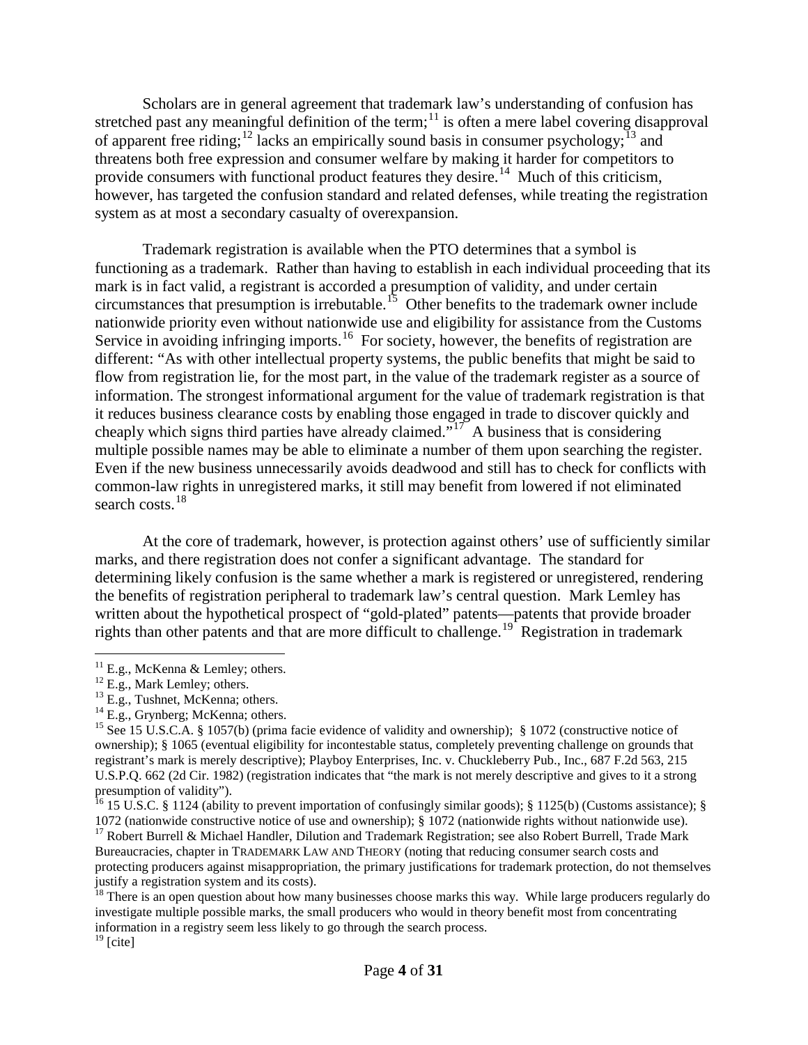Scholars are in general agreement that trademark law's understanding of confusion has stretched past any meaningful definition of the term;[11] is often a mere label covering disapproval of apparent free riding;[12] lacks an empirically sound basis in consumer psychology;[13] and threatens both free expression and consumer welfare by making it harder for competitors to provide consumers with functional product features they desire.[14] Much of this criticism, however, has targeted the confusion standard and related defenses, while treating the registration system as at most a secondary casualty of overexpansion.

Trademark registration is available when the PTO determines that a symbol is functioning as a trademark. Rather than having to establish in each individual proceeding that its mark is in fact valid, a registrant is accorded a presumption of validity, and under certain circumstances that presumption is irrebutable.[15] Other benefits to the trademark owner include nationwide priority even without nationwide use and eligibility for assistance from the Customs Service in avoiding infringing imports.[16] For society, however, the benefits of registration are different: "As with other intellectual property systems, the public benefits that might be said to flow from registration lie, for the most part, in the value of the trademark register as a source of information. The strongest informational argument for the value of trademark registration is that it reduces business clearance costs by enabling those engaged in trade to discover quickly and cheaply which signs third parties have already claimed."[17] A business that is considering multiple possible names may be able to eliminate a number of them upon searching the register. Even if the new business unnecessarily avoids deadwood and still has to check for conflicts with common-law rights in unregistered marks, it still may benefit from lowered if not eliminated search costs.[18]

At the core of trademark, however, is protection against others' use of sufficiently similar marks, and there registration does not confer a significant advantage. The standard for determining likely confusion is the same whether a mark is registered or unregistered, rendering the benefits of registration peripheral to trademark law's central question. Mark Lemley has written about the hypothetical prospect of "gold-plated" patents—patents that provide broader rights than other patents and that are more difficult to challenge.[19] Registration in trademark

---

[11] E.g., McKenna & Lemley; others.

[12] E.g., Mark Lemley; others.

[13] E.g., Tushnet, McKenna; others.

[14] E.g., Grynberg; McKenna; others.

[15] See 15 U.S.C.A. § 1057(b) (prima facie evidence of validity and ownership); § 1072 (constructive notice of ownership); § 1065 (eventual eligibility for incontestable status, completely preventing challenge on grounds that registrant's mark is merely descriptive); Playboy Enterprises, Inc. v. Chuckleberry Pub., Inc., 687 F.2d 563, 215 U.S.P.Q. 662 (2d Cir. 1982) (registration indicates that "the mark is not merely descriptive and gives to it a strong presumption of validity").

[16] 15 U.S.C. § 1124 (ability to prevent importation of confusingly similar goods); § 1125(b) (Customs assistance); § 1072 (nationwide constructive notice of use and ownership); § 1072 (nationwide rights without nationwide use).

[17] Robert Burrell & Michael Handler, Dilution and Trademark Registration; see also Robert Burrell, Trade Mark Bureaucracies, chapter in TRADEMARK LAW AND THEORY (noting that reducing consumer search costs and protecting producers against misappropriation, the primary justifications for trademark protection, do not themselves justify a registration system and its costs).

[18] There is an open question about how many businesses choose marks this way. While large producers regularly do investigate multiple possible marks, the small producers who would in theory benefit most from concentrating information in a registry seem less likely to go through the search process.

[19] [cite]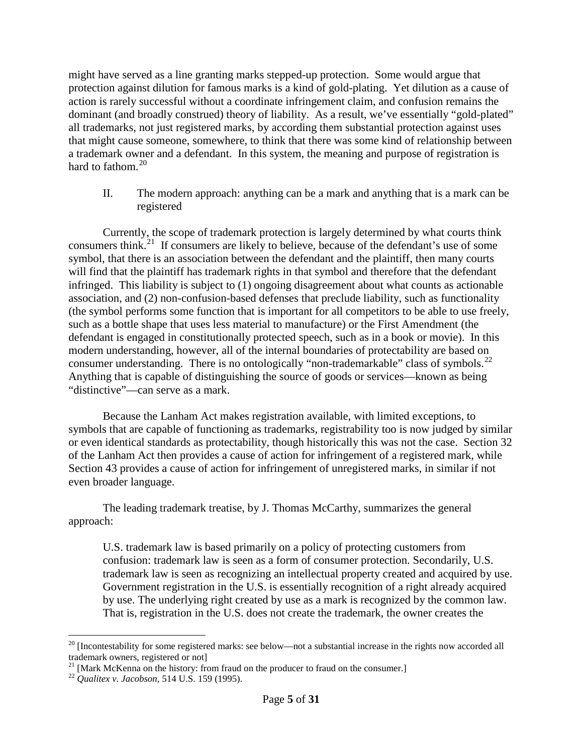might have served as a line granting marks stepped-up protection. Some would argue that protection against dilution for famous marks is a kind of gold-plating. Yet dilution as a cause of action is rarely successful without a coordinate infringement claim, and confusion remains the dominant (and broadly construed) theory of liability. As a result, we've essentially "gold-plated" all trademarks, not just registered marks, by according them substantial protection against uses that might cause someone, somewhere, to think that there was some kind of relationship between a trademark owner and a defendant. In this system, the meaning and purpose of registration is hard to fathom.[20]

## II. The modern approach: anything can be a mark and anything that is a mark can be registered

Currently, the scope of trademark protection is largely determined by what courts think consumers think.[21] If consumers are likely to believe, because of the defendant's use of some symbol, that there is an association between the defendant and the plaintiff, then many courts will find that the plaintiff has trademark rights in that symbol and therefore that the defendant infringed. This liability is subject to (1) ongoing disagreement about what counts as actionable association, and (2) non-confusion-based defenses that preclude liability, such as functionality (the symbol performs some function that is important for all competitors to be able to use freely, such as a bottle shape that uses less material to manufacture) or the First Amendment (the defendant is engaged in constitutionally protected speech, such as in a book or movie). In this modern understanding, however, all of the internal boundaries of protectability are based on consumer understanding. There is no ontologically "non-trademarkable" class of symbols.[22] Anything that is capable of distinguishing the source of goods or services—known as being "distinctive"—can serve as a mark.

Because the Lanham Act makes registration available, with limited exceptions, to symbols that are capable of functioning as trademarks, registrability too is now judged by similar or even identical standards as protectability, though historically this was not the case. Section 32 of the Lanham Act then provides a cause of action for infringement of a registered mark, while Section 43 provides a cause of action for infringement of unregistered marks, in similar if not even broader language.

The leading trademark treatise, by J. Thomas McCarthy, summarizes the general approach:

> U.S. trademark law is based primarily on a policy of protecting customers from confusion: trademark law is seen as a form of consumer protection. Secondarily, U.S. trademark law is seen as recognizing an intellectual property created and acquired by use. Government registration in the U.S. is essentially recognition of a right already acquired by use. The underlying right created by use as a mark is recognized by the common law. That is, registration in the U.S. does not create the trademark, the owner creates the

---

[20] [Incontestability for some registered marks: see below—not a substantial increase in the rights now accorded all trademark owners, registered or not]

[21] [Mark McKenna on the history: from fraud on the producer to fraud on the consumer.]

[22] *Qualitex v. Jacobson*, 514 U.S. 159 (1995).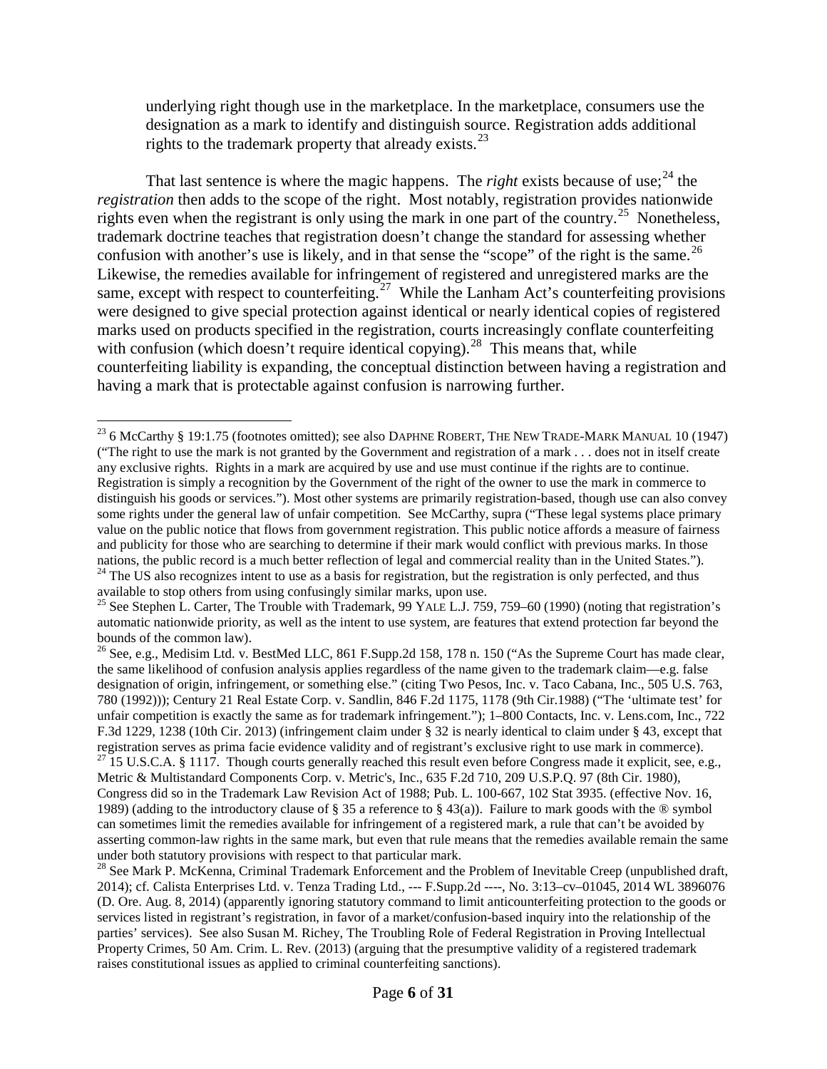underlying right though use in the marketplace. In the marketplace, consumers use the designation as a mark to identify and distinguish source. Registration adds additional rights to the trademark property that already exists.[23]

That last sentence is where the magic happens. The *right* exists because of use;[24] the *registration* then adds to the scope of the right. Most notably, registration provides nationwide rights even when the registrant is only using the mark in one part of the country.[25] Nonetheless, trademark doctrine teaches that registration doesn't change the standard for assessing whether confusion with another's use is likely, and in that sense the "scope" of the right is the same.[26] Likewise, the remedies available for infringement of registered and unregistered marks are the same, except with respect to counterfeiting.[27] While the Lanham Act's counterfeiting provisions were designed to give special protection against identical or nearly identical copies of registered marks used on products specified in the registration, courts increasingly conflate counterfeiting with confusion (which doesn't require identical copying).[28] This means that, while counterfeiting liability is expanding, the conceptual distinction between having a registration and having a mark that is protectable against confusion is narrowing further.

---

[23] 6 McCarthy § 19:1.75 (footnotes omitted); see also DAPHNE ROBERT, THE NEW TRADE-MARK MANUAL 10 (1947) ("The right to use the mark is not granted by the Government and registration of a mark . . . does not in itself create any exclusive rights. Rights in a mark are acquired by use and use must continue if the rights are to continue. Registration is simply a recognition by the Government of the right of the owner to use the mark in commerce to distinguish his goods or services."). Most other systems are primarily registration-based, though use can also convey some rights under the general law of unfair competition. See McCarthy, supra ("These legal systems place primary value on the public notice that flows from government registration. This public notice affords a measure of fairness and publicity for those who are searching to determine if their mark would conflict with previous marks. In those nations, the public record is a much better reflection of legal and commercial reality than in the United States.").

[24] The US also recognizes intent to use as a basis for registration, but the registration is only perfected, and thus available to stop others from using confusingly similar marks, upon use.

[25] See Stephen L. Carter, The Trouble with Trademark, 99 YALE L.J. 759, 759–60 (1990) (noting that registration's automatic nationwide priority, as well as the intent to use system, are features that extend protection far beyond the bounds of the common law).

[26] See, e.g., Medisim Ltd. v. BestMed LLC, 861 F.Supp.2d 158, 178 n. 150 ("As the Supreme Court has made clear, the same likelihood of confusion analysis applies regardless of the name given to the trademark claim—e.g. false designation of origin, infringement, or something else." (citing Two Pesos, Inc. v. Taco Cabana, Inc., 505 U.S. 763, 780 (1992))); Century 21 Real Estate Corp. v. Sandlin, 846 F.2d 1175, 1178 (9th Cir.1988) ("The 'ultimate test' for unfair competition is exactly the same as for trademark infringement."); 1–800 Contacts, Inc. v. Lens.com, Inc., 722 F.3d 1229, 1238 (10th Cir. 2013) (infringement claim under § 32 is nearly identical to claim under § 43, except that registration serves as prima facie evidence validity and of registrant's exclusive right to use mark in commerce).

[27] 15 U.S.C.A. § 1117. Though courts generally reached this result even before Congress made it explicit, see, e.g., Metric & Multistandard Components Corp. v. Metric's, Inc., 635 F.2d 710, 209 U.S.P.Q. 97 (8th Cir. 1980), Congress did so in the Trademark Law Revision Act of 1988; Pub. L. 100-667, 102 Stat 3935. (effective Nov. 16, 1989) (adding to the introductory clause of § 35 a reference to § 43(a)). Failure to mark goods with the ® symbol can sometimes limit the remedies available for infringement of a registered mark, a rule that can't be avoided by asserting common-law rights in the same mark, but even that rule means that the remedies available remain the same under both statutory provisions with respect to that particular mark.

[28] See Mark P. McKenna, Criminal Trademark Enforcement and the Problem of Inevitable Creep (unpublished draft, 2014); cf. Calista Enterprises Ltd. v. Tenza Trading Ltd., --- F.Supp.2d ----, No. 3:13–cv–01045, 2014 WL 3896076 (D. Ore. Aug. 8, 2014) (apparently ignoring statutory command to limit anticounterfeiting protection to the goods or services listed in registrant's registration, in favor of a market/confusion-based inquiry into the relationship of the parties' services). See also Susan M. Richey, The Troubling Role of Federal Registration in Proving Intellectual Property Crimes, 50 Am. Crim. L. Rev. (2013) (arguing that the presumptive validity of a registered trademark raises constitutional issues as applied to criminal counterfeiting sanctions).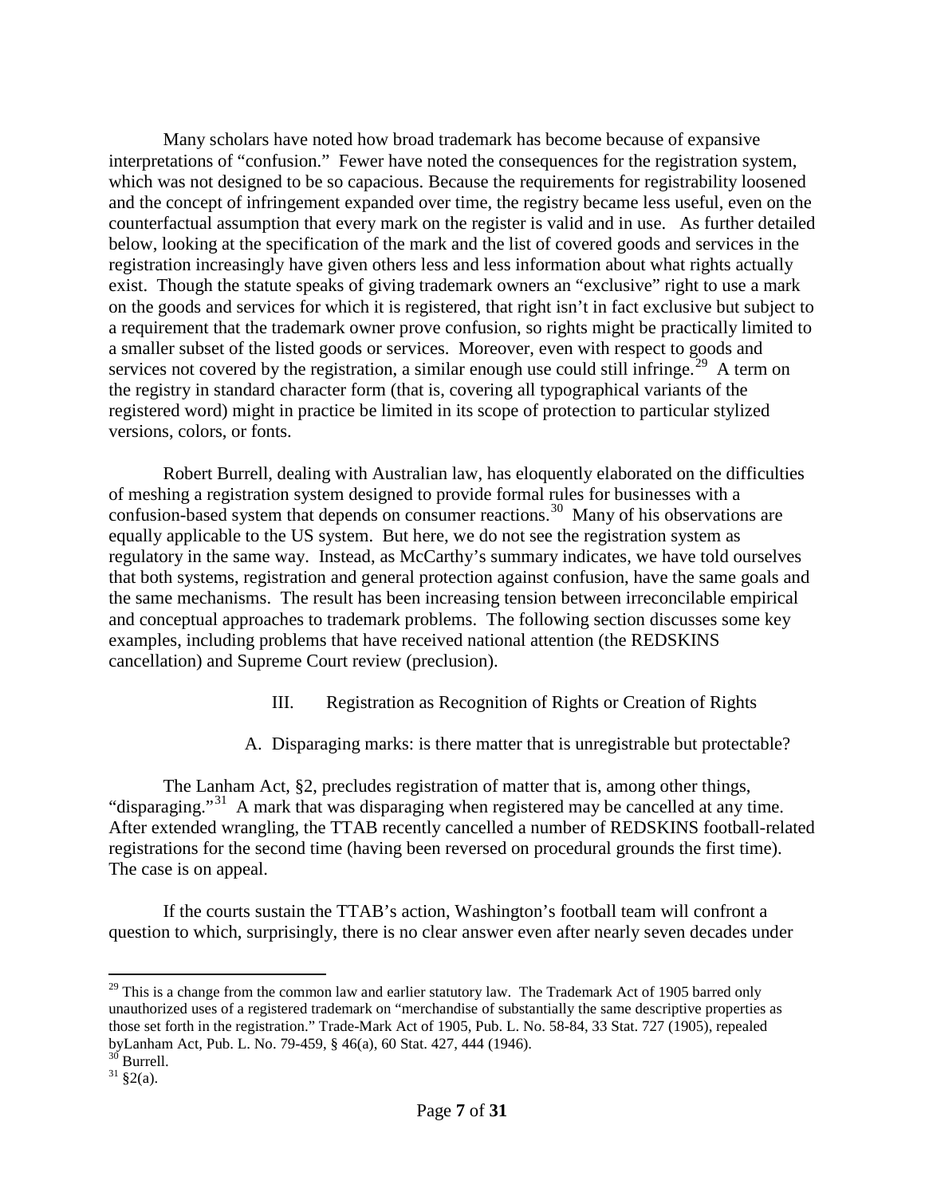Many scholars have noted how broad trademark has become because of expansive interpretations of "confusion." Fewer have noted the consequences for the registration system, which was not designed to be so capacious. Because the requirements for registrability loosened and the concept of infringement expanded over time, the registry became less useful, even on the counterfactual assumption that every mark on the register is valid and in use. As further detailed below, looking at the specification of the mark and the list of covered goods and services in the registration increasingly have given others less and less information about what rights actually exist. Though the statute speaks of giving trademark owners an "exclusive" right to use a mark on the goods and services for which it is registered, that right isn't in fact exclusive but subject to a requirement that the trademark owner prove confusion, so rights might be practically limited to a smaller subset of the listed goods or services. Moreover, even with respect to goods and services not covered by the registration, a similar enough use could still infringe.[29] A term on the registry in standard character form (that is, covering all typographical variants of the registered word) might in practice be limited in its scope of protection to particular stylized versions, colors, or fonts.

Robert Burrell, dealing with Australian law, has eloquently elaborated on the difficulties of meshing a registration system designed to provide formal rules for businesses with a confusion-based system that depends on consumer reactions.[30] Many of his observations are equally applicable to the US system. But here, we do not see the registration system as regulatory in the same way. Instead, as McCarthy's summary indicates, we have told ourselves that both systems, registration and general protection against confusion, have the same goals and the same mechanisms. The result has been increasing tension between irreconcilable empirical and conceptual approaches to trademark problems. The following section discusses some key examples, including problems that have received national attention (the REDSKINS cancellation) and Supreme Court review (preclusion).

## III. Registration as Recognition of Rights or Creation of Rights

### A. Disparaging marks: is there matter that is unregistrable but protectable?

The Lanham Act, §2, precludes registration of matter that is, among other things, "disparaging."[31] A mark that was disparaging when registered may be cancelled at any time. After extended wrangling, the TTAB recently cancelled a number of REDSKINS football-related registrations for the second time (having been reversed on procedural grounds the first time). The case is on appeal.

If the courts sustain the TTAB's action, Washington's football team will confront a question to which, surprisingly, there is no clear answer even after nearly seven decades under

---

[29] This is a change from the common law and earlier statutory law. The Trademark Act of 1905 barred only unauthorized uses of a registered trademark on "merchandise of substantially the same descriptive properties as those set forth in the registration." Trade-Mark Act of 1905, Pub. L. No. 58-84, 33 Stat. 727 (1905), repealed byLanham Act, Pub. L. No. 79-459, § 46(a), 60 Stat. 427, 444 (1946).

[30] Burrell.

[31] §2(a).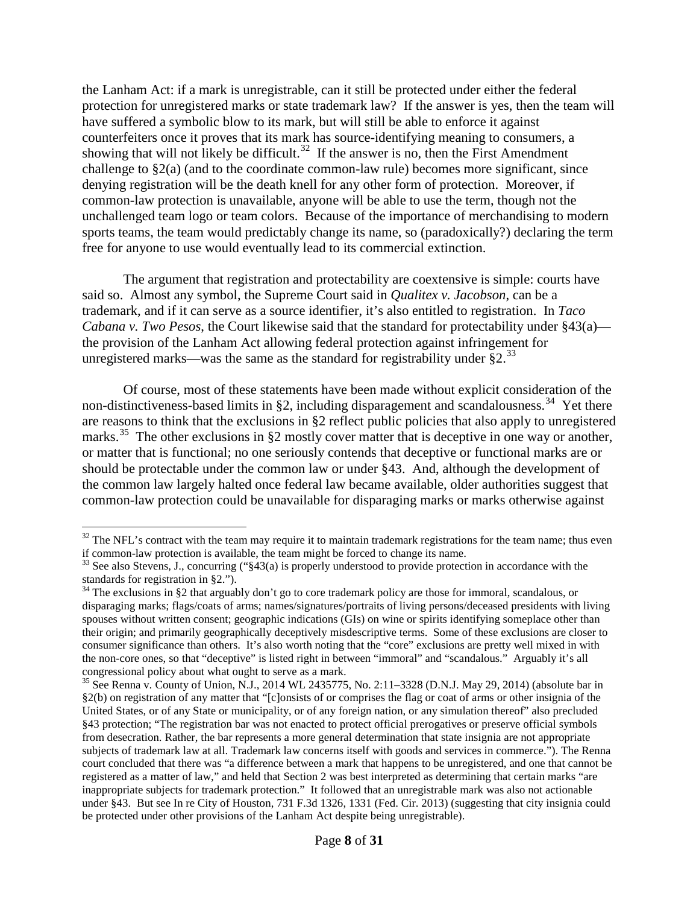the Lanham Act: if a mark is unregistrable, can it still be protected under either the federal protection for unregistered marks or state trademark law? If the answer is yes, then the team will have suffered a symbolic blow to its mark, but will still be able to enforce it against counterfeiters once it proves that its mark has source-identifying meaning to consumers, a showing that will not likely be difficult.[32] If the answer is no, then the First Amendment challenge to §2(a) (and to the coordinate common-law rule) becomes more significant, since denying registration will be the death knell for any other form of protection. Moreover, if common-law protection is unavailable, anyone will be able to use the term, though not the unchallenged team logo or team colors. Because of the importance of merchandising to modern sports teams, the team would predictably change its name, so (paradoxically?) declaring the term free for anyone to use would eventually lead to its commercial extinction.

The argument that registration and protectability are coextensive is simple: courts have said so. Almost any symbol, the Supreme Court said in *Qualitex v. Jacobson*, can be a trademark, and if it can serve as a source identifier, it's also entitled to registration. In *Taco Cabana v. Two Pesos*, the Court likewise said that the standard for protectability under §43(a)—the provision of the Lanham Act allowing federal protection against infringement for unregistered marks—was the same as the standard for registrability under §2.[33]

Of course, most of these statements have been made without explicit consideration of the non-distinctiveness-based limits in §2, including disparagement and scandalousness.[34] Yet there are reasons to think that the exclusions in §2 reflect public policies that also apply to unregistered marks.[35] The other exclusions in §2 mostly cover matter that is deceptive in one way or another, or matter that is functional; no one seriously contends that deceptive or functional marks are or should be protectable under the common law or under §43. And, although the development of the common law largely halted once federal law became available, older authorities suggest that common-law protection could be unavailable for disparaging marks or marks otherwise against

---

[32] The NFL's contract with the team may require it to maintain trademark registrations for the team name; thus even if common-law protection is available, the team might be forced to change its name.

[33] See also Stevens, J., concurring ("§43(a) is properly understood to provide protection in accordance with the standards for registration in §2.").

[34] The exclusions in §2 that arguably don't go to core trademark policy are those for immoral, scandalous, or disparaging marks; flags/coats of arms; names/signatures/portraits of living persons/deceased presidents with living spouses without written consent; geographic indications (GIs) on wine or spirits identifying someplace other than their origin; and primarily geographically deceptively misdescriptive terms. Some of these exclusions are closer to consumer significance than others. It's also worth noting that the "core" exclusions are pretty well mixed in with the non-core ones, so that "deceptive" is listed right in between "immoral" and "scandalous." Arguably it's all congressional policy about what ought to serve as a mark.

[35] See Renna v. County of Union, N.J., 2014 WL 2435775, No. 2:11–3328 (D.N.J. May 29, 2014) (absolute bar in §2(b) on registration of any matter that "[c]onsists of or comprises the flag or coat of arms or other insignia of the United States, or of any State or municipality, or of any foreign nation, or any simulation thereof" also precluded §43 protection; "The registration bar was not enacted to protect official prerogatives or preserve official symbols from desecration. Rather, the bar represents a more general determination that state insignia are not appropriate subjects of trademark law at all. Trademark law concerns itself with goods and services in commerce."). The Renna court concluded that there was "a difference between a mark that happens to be unregistered, and one that cannot be registered as a matter of law," and held that Section 2 was best interpreted as determining that certain marks "are inappropriate subjects for trademark protection." It followed that an unregistrable mark was also not actionable under §43. But see In re City of Houston, 731 F.3d 1326, 1331 (Fed. Cir. 2013) (suggesting that city insignia could be protected under other provisions of the Lanham Act despite being unregistrable).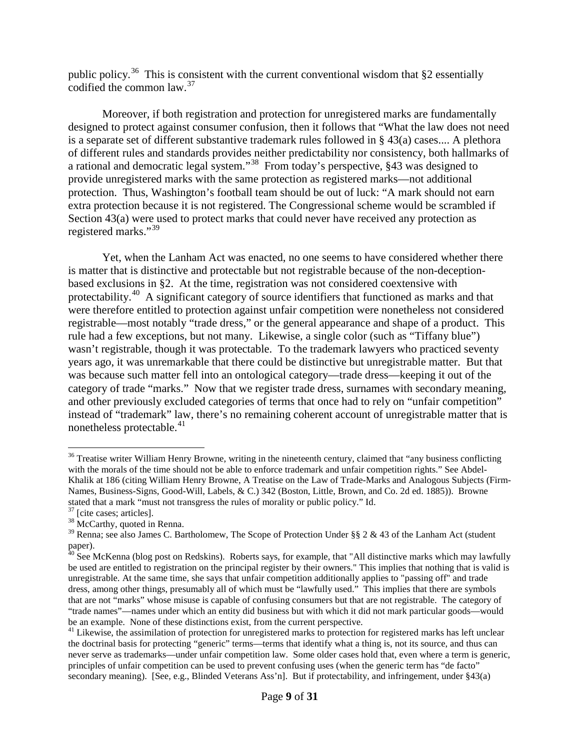public policy.[36] This is consistent with the current conventional wisdom that §2 essentially codified the common law.[37]

Moreover, if both registration and protection for unregistered marks are fundamentally designed to protect against consumer confusion, then it follows that "What the law does not need is a separate set of different substantive trademark rules followed in § 43(a) cases.... A plethora of different rules and standards provides neither predictability nor consistency, both hallmarks of a rational and democratic legal system."[38] From today's perspective, §43 was designed to provide unregistered marks with the same protection as registered marks—not additional protection. Thus, Washington's football team should be out of luck: "A mark should not earn extra protection because it is not registered. The Congressional scheme would be scrambled if Section 43(a) were used to protect marks that could never have received any protection as registered marks."[39]

Yet, when the Lanham Act was enacted, no one seems to have considered whether there is matter that is distinctive and protectable but not registrable because of the non-deception-based exclusions in §2. At the time, registration was not considered coextensive with protectability.[40] A significant category of source identifiers that functioned as marks and that were therefore entitled to protection against unfair competition were nonetheless not considered registrable—most notably "trade dress," or the general appearance and shape of a product. This rule had a few exceptions, but not many. Likewise, a single color (such as "Tiffany blue") wasn't registrable, though it was protectable. To the trademark lawyers who practiced seventy years ago, it was unremarkable that there could be distinctive but unregistrable matter. But that was because such matter fell into an ontological category—trade dress—keeping it out of the category of trade "marks." Now that we register trade dress, surnames with secondary meaning, and other previously excluded categories of terms that once had to rely on "unfair competition" instead of "trademark" law, there's no remaining coherent account of unregistrable matter that is nonetheless protectable.[41]

---

[36] Treatise writer William Henry Browne, writing in the nineteenth century, claimed that "any business conflicting with the morals of the time should not be able to enforce trademark and unfair competition rights." See Abdel-Khalik at 186 (citing William Henry Browne, A Treatise on the Law of Trade-Marks and Analogous Subjects (Firm-Names, Business-Signs, Good-Will, Labels, & C.) 342 (Boston, Little, Brown, and Co. 2d ed. 1885)). Browne stated that a mark "must not transgress the rules of morality or public policy." Id.

[37] [cite cases; articles].

[38] McCarthy, quoted in Renna.

[39] Renna; see also James C. Bartholomew, The Scope of Protection Under §§ 2 & 43 of the Lanham Act (student paper).

[40] See McKenna (blog post on Redskins). Roberts says, for example, that "All distinctive marks which may lawfully be used are entitled to registration on the principal register by their owners." This implies that nothing that is valid is unregistrable. At the same time, she says that unfair competition additionally applies to "passing off" and trade dress, among other things, presumably all of which must be "lawfully used." This implies that there are symbols that are not "marks" whose misuse is capable of confusing consumers but that are not registrable. The category of "trade names"—names under which an entity did business but with which it did not mark particular goods—would be an example. None of these distinctions exist, from the current perspective.

[41] Likewise, the assimilation of protection for unregistered marks to protection for registered marks has left unclear the doctrinal basis for protecting "generic" terms—terms that identify what a thing is, not its source, and thus can never serve as trademarks—under unfair competition law. Some older cases hold that, even where a term is generic, principles of unfair competition can be used to prevent confusing uses (when the generic term has "de facto" secondary meaning). [See, e.g., Blinded Veterans Ass'n]. But if protectability, and infringement, under §43(a)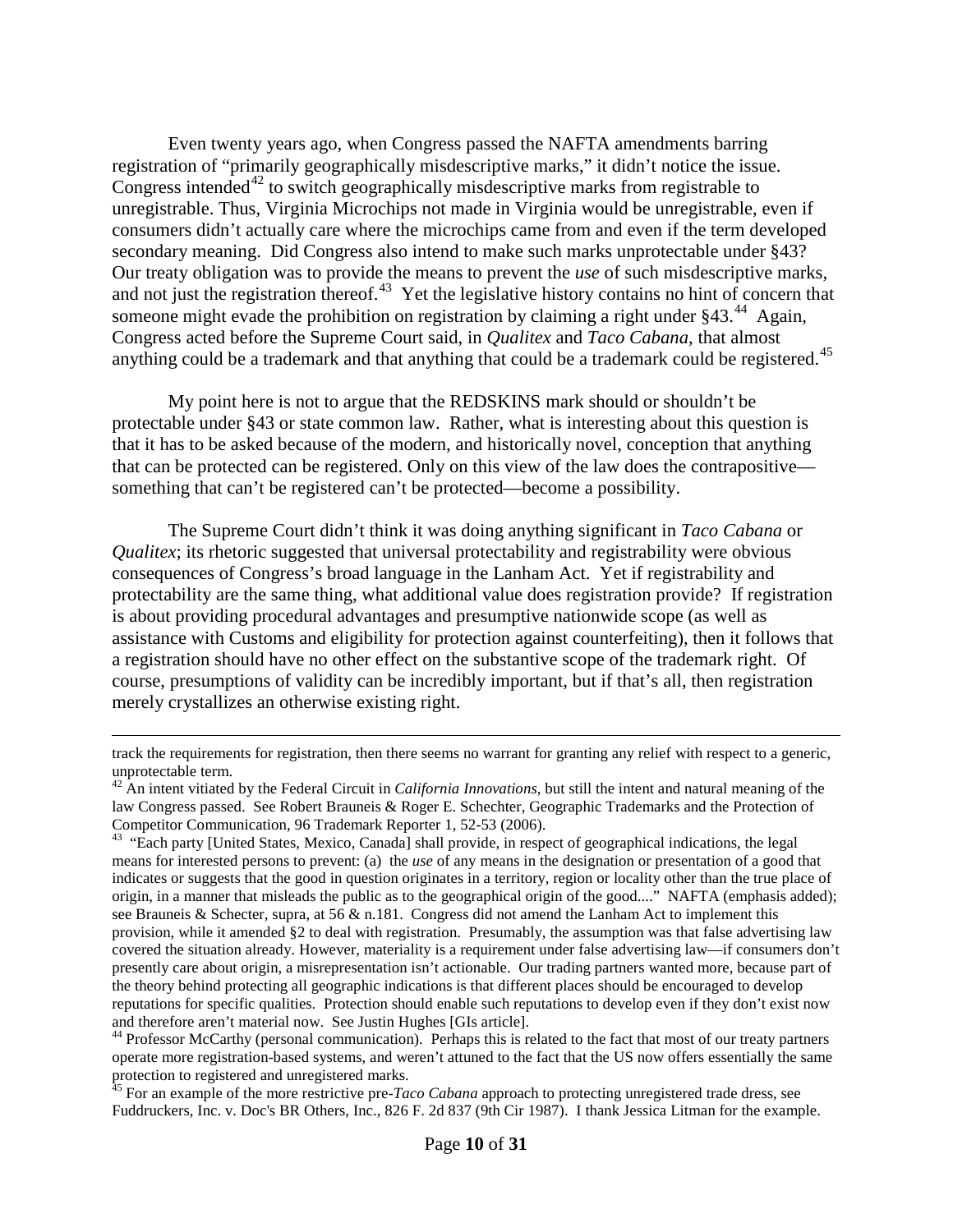Even twenty years ago, when Congress passed the NAFTA amendments barring registration of "primarily geographically misdescriptive marks," it didn't notice the issue. Congress intended[42] to switch geographically misdescriptive marks from registrable to unregistrable. Thus, Virginia Microchips not made in Virginia would be unregistrable, even if consumers didn't actually care where the microchips came from and even if the term developed secondary meaning. Did Congress also intend to make such marks unprotectable under §43? Our treaty obligation was to provide the means to prevent the *use* of such misdescriptive marks, and not just the registration thereof.[43] Yet the legislative history contains no hint of concern that someone might evade the prohibition on registration by claiming a right under §43.[44] Again, Congress acted before the Supreme Court said, in *Qualitex* and *Taco Cabana*, that almost anything could be a trademark and that anything that could be a trademark could be registered.[45]

My point here is not to argue that the REDSKINS mark should or shouldn't be protectable under §43 or state common law. Rather, what is interesting about this question is that it has to be asked because of the modern, and historically novel, conception that anything that can be protected can be registered. Only on this view of the law does the contrapositive—something that can't be registered can't be protected—become a possibility.

The Supreme Court didn't think it was doing anything significant in *Taco Cabana* or *Qualitex*; its rhetoric suggested that universal protectability and registrability were obvious consequences of Congress's broad language in the Lanham Act. Yet if registrability and protectability are the same thing, what additional value does registration provide? If registration is about providing procedural advantages and presumptive nationwide scope (as well as assistance with Customs and eligibility for protection against counterfeiting), then it follows that a registration should have no other effect on the substantive scope of the trademark right. Of course, presumptions of validity can be incredibly important, but if that's all, then registration merely crystallizes an otherwise existing right.

---

track the requirements for registration, then there seems no warrant for granting any relief with respect to a generic, unprotectable term.

[42] An intent vitiated by the Federal Circuit in *California Innovations*, but still the intent and natural meaning of the law Congress passed. See Robert Brauneis & Roger E. Schechter, Geographic Trademarks and the Protection of Competitor Communication, 96 Trademark Reporter 1, 52-53 (2006).

[43] "Each party [United States, Mexico, Canada] shall provide, in respect of geographical indications, the legal means for interested persons to prevent: (a) the *use* of any means in the designation or presentation of a good that indicates or suggests that the good in question originates in a territory, region or locality other than the true place of origin, in a manner that misleads the public as to the geographical origin of the good...." NAFTA (emphasis added); see Brauneis & Schecter, supra, at 56 & n.181. Congress did not amend the Lanham Act to implement this provision, while it amended §2 to deal with registration. Presumably, the assumption was that false advertising law covered the situation already. However, materiality is a requirement under false advertising law—if consumers don't presently care about origin, a misrepresentation isn't actionable. Our trading partners wanted more, because part of the theory behind protecting all geographic indications is that different places should be encouraged to develop reputations for specific qualities. Protection should enable such reputations to develop even if they don't exist now and therefore aren't material now. See Justin Hughes [GIs article].

[44] Professor McCarthy (personal communication). Perhaps this is related to the fact that most of our treaty partners operate more registration-based systems, and weren't attuned to the fact that the US now offers essentially the same protection to registered and unregistered marks.

[45] For an example of the more restrictive pre-*Taco Cabana* approach to protecting unregistered trade dress, see Fuddruckers, Inc. v. Doc's BR Others, Inc., 826 F. 2d 837 (9th Cir 1987). I thank Jessica Litman for the example.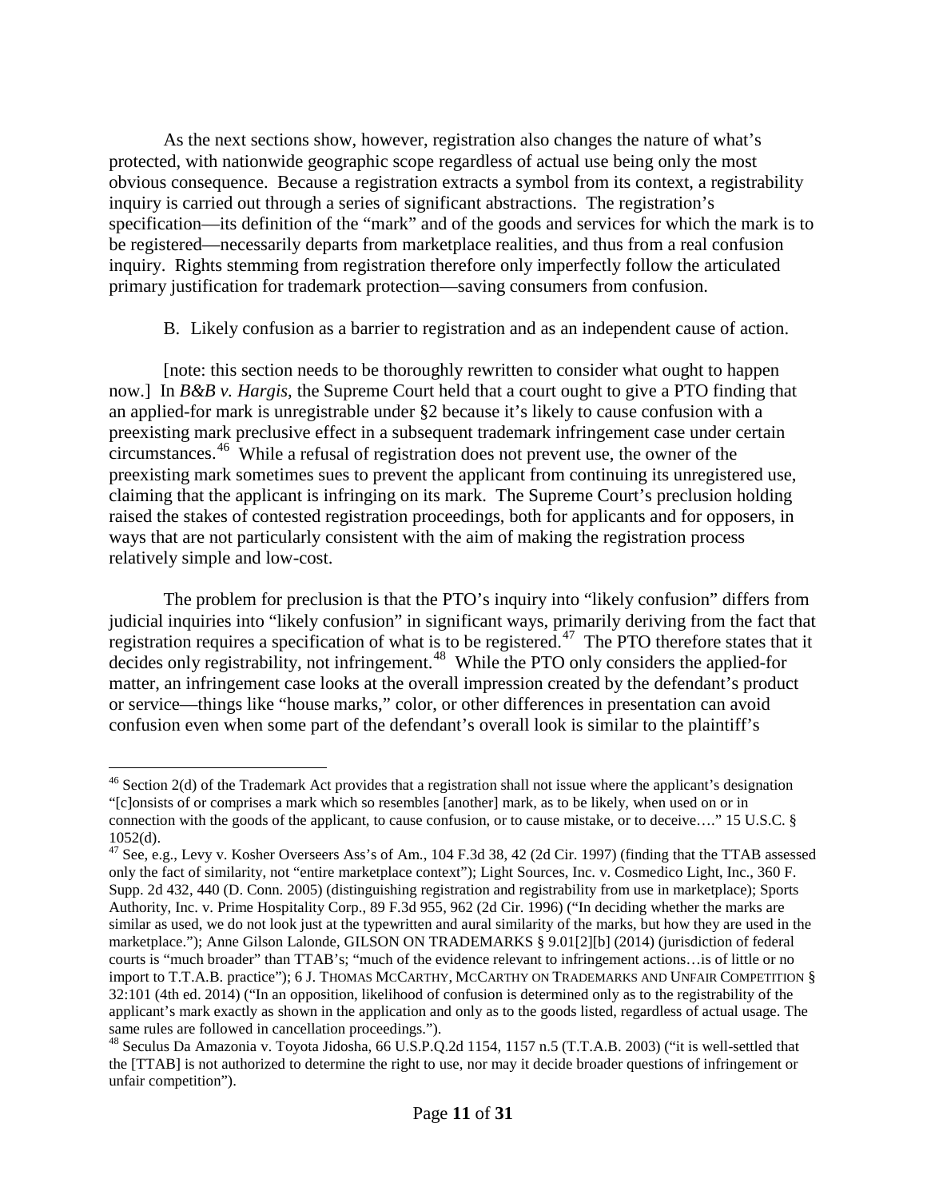As the next sections show, however, registration also changes the nature of what's protected, with nationwide geographic scope regardless of actual use being only the most obvious consequence. Because a registration extracts a symbol from its context, a registrability inquiry is carried out through a series of significant abstractions. The registration's specification—its definition of the "mark" and of the goods and services for which the mark is to be registered—necessarily departs from marketplace realities, and thus from a real confusion inquiry. Rights stemming from registration therefore only imperfectly follow the articulated primary justification for trademark protection—saving consumers from confusion.

B. Likely confusion as a barrier to registration and as an independent cause of action.

[note: this section needs to be thoroughly rewritten to consider what ought to happen now.] In *B&B v. Hargis*, the Supreme Court held that a court ought to give a PTO finding that an applied-for mark is unregistrable under §2 because it's likely to cause confusion with a preexisting mark preclusive effect in a subsequent trademark infringement case under certain circumstances.[46] While a refusal of registration does not prevent use, the owner of the preexisting mark sometimes sues to prevent the applicant from continuing its unregistered use, claiming that the applicant is infringing on its mark. The Supreme Court's preclusion holding raised the stakes of contested registration proceedings, both for applicants and for opposers, in ways that are not particularly consistent with the aim of making the registration process relatively simple and low-cost.

The problem for preclusion is that the PTO's inquiry into "likely confusion" differs from judicial inquiries into "likely confusion" in significant ways, primarily deriving from the fact that registration requires a specification of what is to be registered.[47] The PTO therefore states that it decides only registrability, not infringement.[48] While the PTO only considers the applied-for matter, an infringement case looks at the overall impression created by the defendant's product or service—things like "house marks," color, or other differences in presentation can avoid confusion even when some part of the defendant's overall look is similar to the plaintiff's

---

[46] Section 2(d) of the Trademark Act provides that a registration shall not issue where the applicant's designation "[c]onsists of or comprises a mark which so resembles [another] mark, as to be likely, when used on or in connection with the goods of the applicant, to cause confusion, or to cause mistake, or to deceive…." 15 U.S.C. § 1052(d).

[47] See, e.g., Levy v. Kosher Overseers Ass's of Am., 104 F.3d 38, 42 (2d Cir. 1997) (finding that the TTAB assessed only the fact of similarity, not "entire marketplace context"); Light Sources, Inc. v. Cosmedico Light, Inc., 360 F. Supp. 2d 432, 440 (D. Conn. 2005) (distinguishing registration and registrability from use in marketplace); Sports Authority, Inc. v. Prime Hospitality Corp., 89 F.3d 955, 962 (2d Cir. 1996) ("In deciding whether the marks are similar as used, we do not look just at the typewritten and aural similarity of the marks, but how they are used in the marketplace."); Anne Gilson Lalonde, GILSON ON TRADEMARKS § 9.01[2][b] (2014) (jurisdiction of federal courts is "much broader" than TTAB's; "much of the evidence relevant to infringement actions…is of little or no import to T.T.A.B. practice"); 6 J. THOMAS MCCARTHY, MCCARTHY ON TRADEMARKS AND UNFAIR COMPETITION § 32:101 (4th ed. 2014) ("In an opposition, likelihood of confusion is determined only as to the registrability of the applicant's mark exactly as shown in the application and only as to the goods listed, regardless of actual usage. The same rules are followed in cancellation proceedings.").

[48] Seculus Da Amazonia v. Toyota Jidosha, 66 U.S.P.Q.2d 1154, 1157 n.5 (T.T.A.B. 2003) ("it is well-settled that the [TTAB] is not authorized to determine the right to use, nor may it decide broader questions of infringement or unfair competition").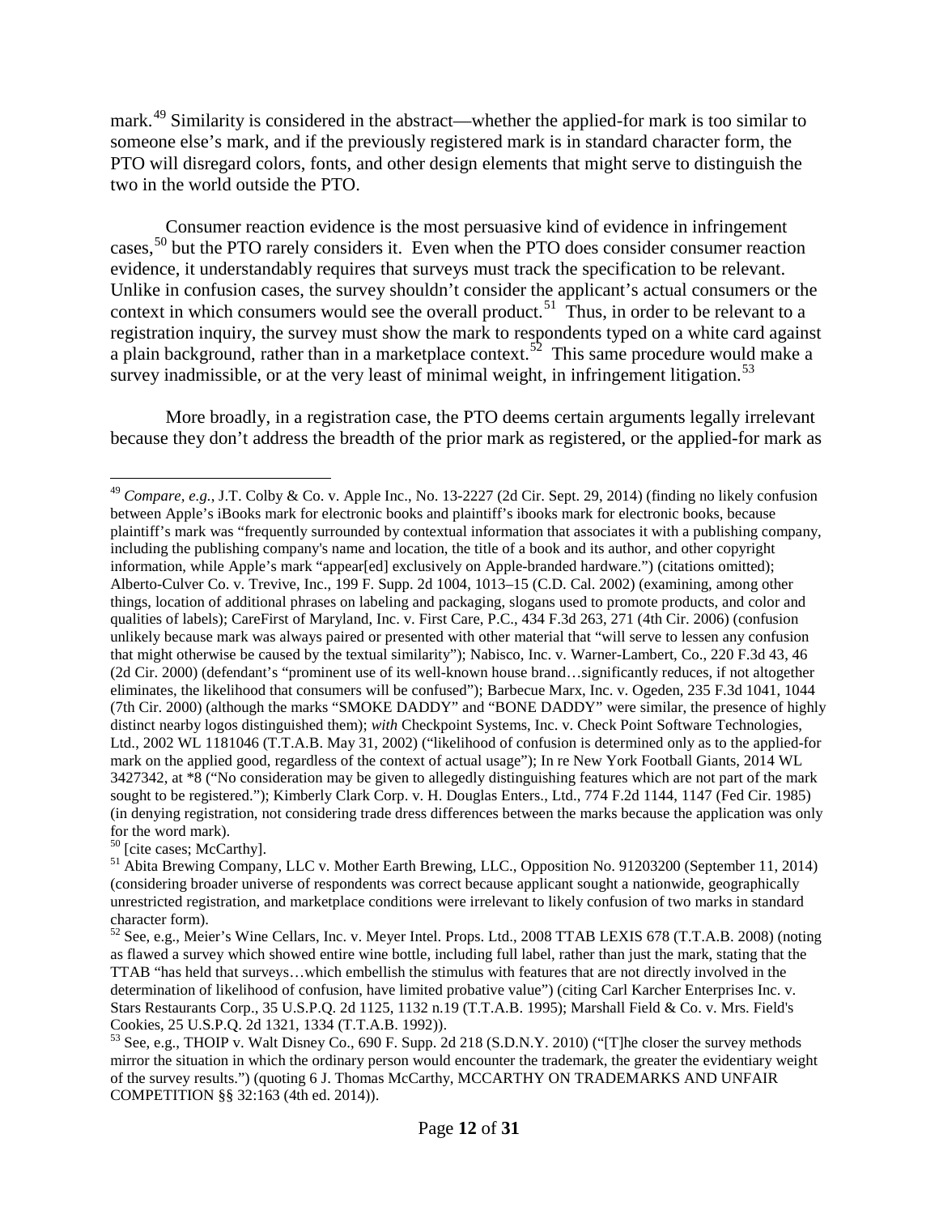mark.[49] Similarity is considered in the abstract—whether the applied-for mark is too similar to someone else's mark, and if the previously registered mark is in standard character form, the PTO will disregard colors, fonts, and other design elements that might serve to distinguish the two in the world outside the PTO.

Consumer reaction evidence is the most persuasive kind of evidence in infringement cases,[50] but the PTO rarely considers it. Even when the PTO does consider consumer reaction evidence, it understandably requires that surveys must track the specification to be relevant. Unlike in confusion cases, the survey shouldn't consider the applicant's actual consumers or the context in which consumers would see the overall product.[51] Thus, in order to be relevant to a registration inquiry, the survey must show the mark to respondents typed on a white card against a plain background, rather than in a marketplace context.[52] This same procedure would make a survey inadmissible, or at the very least of minimal weight, in infringement litigation.[53]

More broadly, in a registration case, the PTO deems certain arguments legally irrelevant because they don't address the breadth of the prior mark as registered, or the applied-for mark as

---

[49] *Compare*, *e.g.*, J.T. Colby & Co. v. Apple Inc., No. 13-2227 (2d Cir. Sept. 29, 2014) (finding no likely confusion between Apple's iBooks mark for electronic books and plaintiff's ibooks mark for electronic books, because plaintiff's mark was "frequently surrounded by contextual information that associates it with a publishing company, including the publishing company's name and location, the title of a book and its author, and other copyright information, while Apple's mark "appear[ed] exclusively on Apple-branded hardware.") (citations omitted); Alberto-Culver Co. v. Trevive, Inc., 199 F. Supp. 2d 1004, 1013–15 (C.D. Cal. 2002) (examining, among other things, location of additional phrases on labeling and packaging, slogans used to promote products, and color and qualities of labels); CareFirst of Maryland, Inc. v. First Care, P.C., 434 F.3d 263, 271 (4th Cir. 2006) (confusion unlikely because mark was always paired or presented with other material that "will serve to lessen any confusion that might otherwise be caused by the textual similarity"); Nabisco, Inc. v. Warner-Lambert, Co., 220 F.3d 43, 46 (2d Cir. 2000) (defendant's "prominent use of its well-known house brand…significantly reduces, if not altogether eliminates, the likelihood that consumers will be confused"); Barbecue Marx, Inc. v. Ogeden, 235 F.3d 1041, 1044 (7th Cir. 2000) (although the marks "SMOKE DADDY" and "BONE DADDY" were similar, the presence of highly distinct nearby logos distinguished them); *with* Checkpoint Systems, Inc. v. Check Point Software Technologies, Ltd., 2002 WL 1181046 (T.T.A.B. May 31, 2002) ("likelihood of confusion is determined only as to the applied-for mark on the applied good, regardless of the context of actual usage"); In re New York Football Giants, 2014 WL 3427342, at *8 ("No consideration may be given to allegedly distinguishing features which are not part of the mark sought to be registered."); Kimberly Clark Corp. v. H. Douglas Enters., Ltd., 774 F.2d 1144, 1147 (Fed Cir. 1985) (in denying registration, not considering trade dress differences between the marks because the application was only for the word mark).

[50] [cite cases; McCarthy].

[51] Abita Brewing Company, LLC v. Mother Earth Brewing, LLC., Opposition No. 91203200 (September 11, 2014) (considering broader universe of respondents was correct because applicant sought a nationwide, geographically unrestricted registration, and marketplace conditions were irrelevant to likely confusion of two marks in standard character form).

[52] See, e.g., Meier's Wine Cellars, Inc. v. Meyer Intel. Props. Ltd., 2008 TTAB LEXIS 678 (T.T.A.B. 2008) (noting as flawed a survey which showed entire wine bottle, including full label, rather than just the mark, stating that the TTAB "has held that surveys…which embellish the stimulus with features that are not directly involved in the determination of likelihood of confusion, have limited probative value") (citing Carl Karcher Enterprises Inc. v. Stars Restaurants Corp., 35 U.S.P.Q. 2d 1125, 1132 n.19 (T.T.A.B. 1995); Marshall Field & Co. v. Mrs. Field's Cookies, 25 U.S.P.Q. 2d 1321, 1334 (T.T.A.B. 1992)).

[53] See, e.g., THOIP v. Walt Disney Co., 690 F. Supp. 2d 218 (S.D.N.Y. 2010) ("[T]he closer the survey methods mirror the situation in which the ordinary person would encounter the trademark, the greater the evidentiary weight of the survey results.") (quoting 6 J. Thomas McCarthy, MCCARTHY ON TRADEMARKS AND UNFAIR COMPETITION §§ 32:163 (4th ed. 2014)).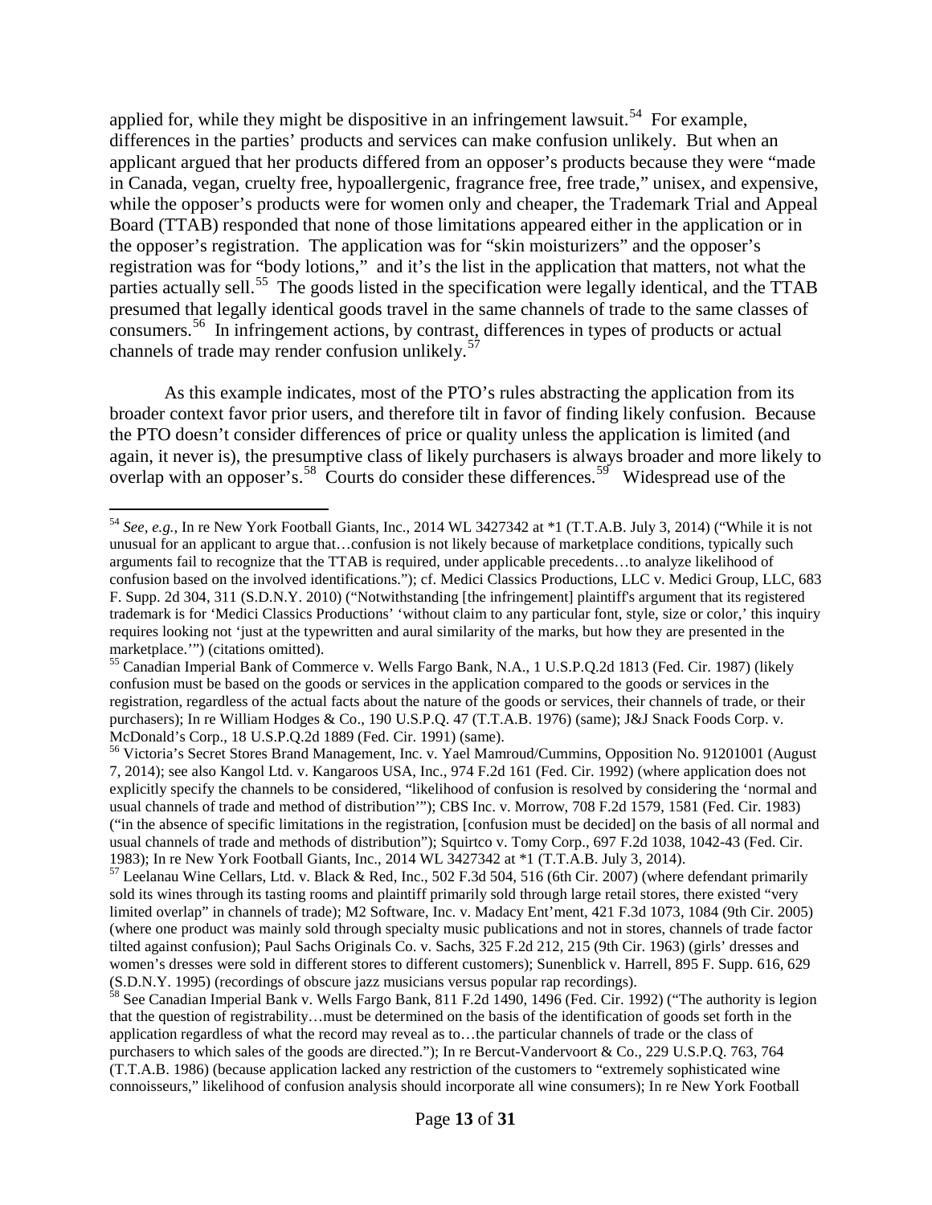applied for, while they might be dispositive in an infringement lawsuit.[54] For example, differences in the parties' products and services can make confusion unlikely. But when an applicant argued that her products differed from an opposer's products because they were "made in Canada, vegan, cruelty free, hypoallergenic, fragrance free, free trade," unisex, and expensive, while the opposer's products were for women only and cheaper, the Trademark Trial and Appeal Board (TTAB) responded that none of those limitations appeared either in the application or in the opposer's registration. The application was for "skin moisturizers" and the opposer's registration was for "body lotions," and it's the list in the application that matters, not what the parties actually sell.[55] The goods listed in the specification were legally identical, and the TTAB presumed that legally identical goods travel in the same channels of trade to the same classes of consumers.[56] In infringement actions, by contrast, differences in types of products or actual channels of trade may render confusion unlikely.[57]

As this example indicates, most of the PTO's rules abstracting the application from its broader context favor prior users, and therefore tilt in favor of finding likely confusion. Because the PTO doesn't consider differences of price or quality unless the application is limited (and again, it never is), the presumptive class of likely purchasers is always broader and more likely to overlap with an opposer's.[58] Courts do consider these differences.[59] Widespread use of the

---

[54] *See, e.g.*, In re New York Football Giants, Inc., 2014 WL 3427342 at *1 (T.T.A.B. July 3, 2014) ("While it is not unusual for an applicant to argue that…confusion is not likely because of marketplace conditions, typically such arguments fail to recognize that the TTAB is required, under applicable precedents…to analyze likelihood of confusion based on the involved identifications."); cf. Medici Classics Productions, LLC v. Medici Group, LLC, 683 F. Supp. 2d 304, 311 (S.D.N.Y. 2010) ("Notwithstanding [the infringement] plaintiff's argument that its registered trademark is for 'Medici Classics Productions' 'without claim to any particular font, style, size or color,' this inquiry requires looking not 'just at the typewritten and aural similarity of the marks, but how they are presented in the marketplace.'") (citations omitted).

[55] Canadian Imperial Bank of Commerce v. Wells Fargo Bank, N.A., 1 U.S.P.Q.2d 1813 (Fed. Cir. 1987) (likely confusion must be based on the goods or services in the application compared to the goods or services in the registration, regardless of the actual facts about the nature of the goods or services, their channels of trade, or their purchasers); In re William Hodges & Co., 190 U.S.P.Q. 47 (T.T.A.B. 1976) (same); J&J Snack Foods Corp. v. McDonald's Corp., 18 U.S.P.Q.2d 1889 (Fed. Cir. 1991) (same).

[56] Victoria's Secret Stores Brand Management, Inc. v. Yael Mamroud/Cummins, Opposition No. 91201001 (August 7, 2014); see also Kangol Ltd. v. Kangaroos USA, Inc., 974 F.2d 161 (Fed. Cir. 1992) (where application does not explicitly specify the channels to be considered, "likelihood of confusion is resolved by considering the 'normal and usual channels of trade and method of distribution'"); CBS Inc. v. Morrow, 708 F.2d 1579, 1581 (Fed. Cir. 1983) ("in the absence of specific limitations in the registration, [confusion must be decided] on the basis of all normal and usual channels of trade and methods of distribution"); Squirtco v. Tomy Corp., 697 F.2d 1038, 1042-43 (Fed. Cir. 1983); In re New York Football Giants, Inc., 2014 WL 3427342 at *1 (T.T.A.B. July 3, 2014).

[57] Leelanau Wine Cellars, Ltd. v. Black & Red, Inc., 502 F.3d 504, 516 (6th Cir. 2007) (where defendant primarily sold its wines through its tasting rooms and plaintiff primarily sold through large retail stores, there existed "very limited overlap" in channels of trade); M2 Software, Inc. v. Madacy Ent'ment, 421 F.3d 1073, 1084 (9th Cir. 2005) (where one product was mainly sold through specialty music publications and not in stores, channels of trade factor tilted against confusion); Paul Sachs Originals Co. v. Sachs, 325 F.2d 212, 215 (9th Cir. 1963) (girls' dresses and women's dresses were sold in different stores to different customers); Sunenblick v. Harrell, 895 F. Supp. 616, 629 (S.D.N.Y. 1995) (recordings of obscure jazz musicians versus popular rap recordings).

[58] See Canadian Imperial Bank v. Wells Fargo Bank, 811 F.2d 1490, 1496 (Fed. Cir. 1992) ("The authority is legion that the question of registrability…must be determined on the basis of the identification of goods set forth in the application regardless of what the record may reveal as to…the particular channels of trade or the class of purchasers to which sales of the goods are directed."); In re Bercut-Vandervoort & Co., 229 U.S.P.Q. 763, 764 (T.T.A.B. 1986) (because application lacked any restriction of the customers to "extremely sophisticated wine connoisseurs," likelihood of confusion analysis should incorporate all wine consumers); In re New York Football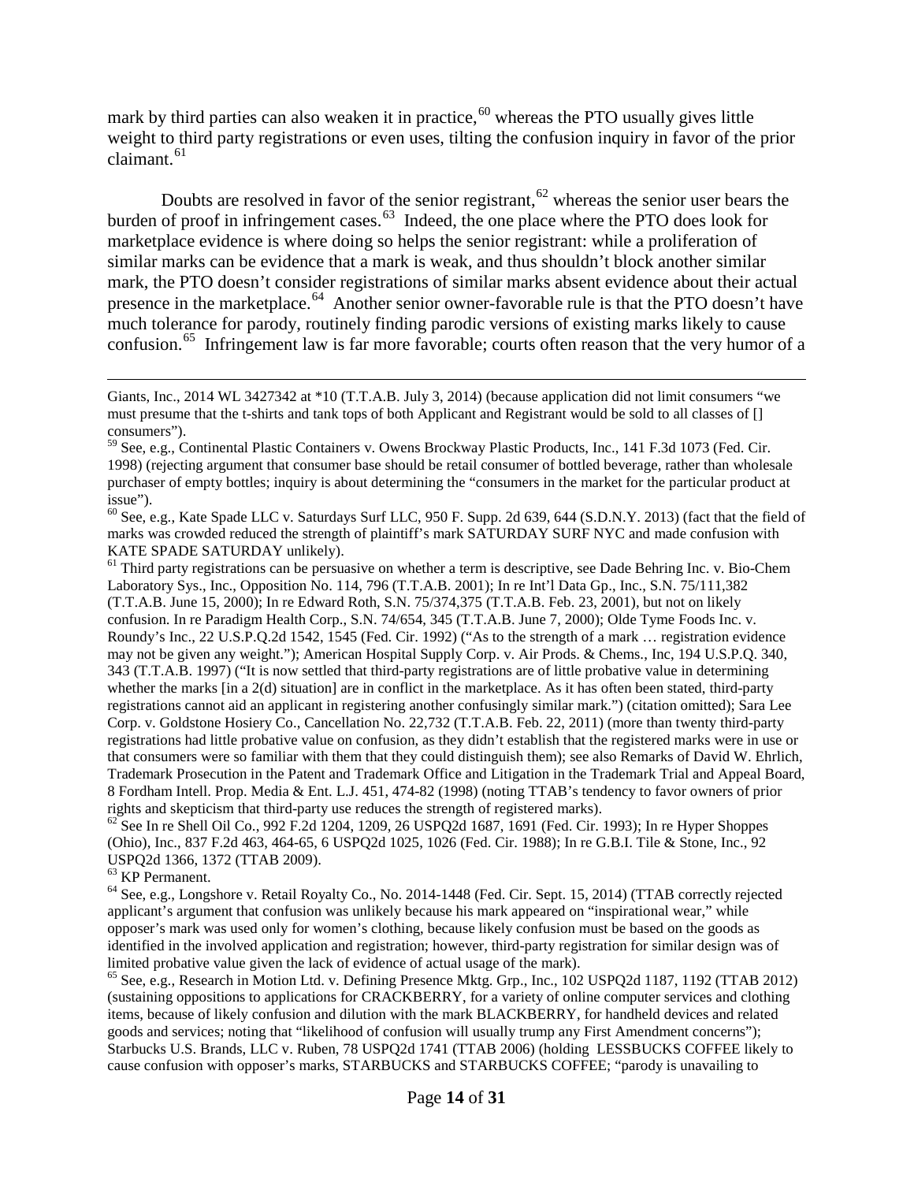mark by third parties can also weaken it in practice,[60] whereas the PTO usually gives little weight to third party registrations or even uses, tilting the confusion inquiry in favor of the prior claimant.[61]

Doubts are resolved in favor of the senior registrant,[62] whereas the senior user bears the burden of proof in infringement cases.[63] Indeed, the one place where the PTO does look for marketplace evidence is where doing so helps the senior registrant: while a proliferation of similar marks can be evidence that a mark is weak, and thus shouldn't block another similar mark, the PTO doesn't consider registrations of similar marks absent evidence about their actual presence in the marketplace.[64] Another senior owner-favorable rule is that the PTO doesn't have much tolerance for parody, routinely finding parodic versions of existing marks likely to cause confusion.[65] Infringement law is far more favorable; courts often reason that the very humor of a

---

Giants, Inc., 2014 WL 3427342 at *10 (T.T.A.B. July 3, 2014) (because application did not limit consumers "we must presume that the t-shirts and tank tops of both Applicant and Registrant would be sold to all classes of [] consumers").

[59] See, e.g., Continental Plastic Containers v. Owens Brockway Plastic Products, Inc., 141 F.3d 1073 (Fed. Cir. 1998) (rejecting argument that consumer base should be retail consumer of bottled beverage, rather than wholesale purchaser of empty bottles; inquiry is about determining the "consumers in the market for the particular product at issue").

[60] See, e.g., Kate Spade LLC v. Saturdays Surf LLC, 950 F. Supp. 2d 639, 644 (S.D.N.Y. 2013) (fact that the field of marks was crowded reduced the strength of plaintiff's mark SATURDAY SURF NYC and made confusion with KATE SPADE SATURDAY unlikely).

[61] Third party registrations can be persuasive on whether a term is descriptive, see Dade Behring Inc. v. Bio-Chem Laboratory Sys., Inc., Opposition No. 114, 796 (T.T.A.B. 2001); In re Int'l Data Gp., Inc., S.N. 75/111,382 (T.T.A.B. June 15, 2000); In re Edward Roth, S.N. 75/374,375 (T.T.A.B. Feb. 23, 2001), but not on likely confusion. In re Paradigm Health Corp., S.N. 74/654, 345 (T.T.A.B. June 7, 2000); Olde Tyme Foods Inc. v. Roundy's Inc., 22 U.S.P.Q.2d 1542, 1545 (Fed. Cir. 1992) ("As to the strength of a mark … registration evidence may not be given any weight."); American Hospital Supply Corp. v. Air Prods. & Chems., Inc, 194 U.S.P.Q. 340, 343 (T.T.A.B. 1997) ("It is now settled that third-party registrations are of little probative value in determining whether the marks [in a 2(d) situation] are in conflict in the marketplace. As it has often been stated, third-party registrations cannot aid an applicant in registering another confusingly similar mark.") (citation omitted); Sara Lee Corp. v. Goldstone Hosiery Co., Cancellation No. 22,732 (T.T.A.B. Feb. 22, 2011) (more than twenty third-party registrations had little probative value on confusion, as they didn't establish that the registered marks were in use or that consumers were so familiar with them that they could distinguish them); see also Remarks of David W. Ehrlich, Trademark Prosecution in the Patent and Trademark Office and Litigation in the Trademark Trial and Appeal Board, 8 Fordham Intell. Prop. Media & Ent. L.J. 451, 474-82 (1998) (noting TTAB's tendency to favor owners of prior rights and skepticism that third-party use reduces the strength of registered marks).

[62] See In re Shell Oil Co., 992 F.2d 1204, 1209, 26 USPQ2d 1687, 1691 (Fed. Cir. 1993); In re Hyper Shoppes (Ohio), Inc., 837 F.2d 463, 464-65, 6 USPQ2d 1025, 1026 (Fed. Cir. 1988); In re G.B.I. Tile & Stone, Inc., 92 USPQ2d 1366, 1372 (TTAB 2009).

[63] KP Permanent.

[64] See, e.g., Longshore v. Retail Royalty Co., No. 2014-1448 (Fed. Cir. Sept. 15, 2014) (TTAB correctly rejected applicant's argument that confusion was unlikely because his mark appeared on "inspirational wear," while opposer's mark was used only for women's clothing, because likely confusion must be based on the goods as identified in the involved application and registration; however, third-party registration for similar design was of limited probative value given the lack of evidence of actual usage of the mark).

[65] See, e.g., Research in Motion Ltd. v. Defining Presence Mktg. Grp., Inc., 102 USPQ2d 1187, 1192 (TTAB 2012) (sustaining oppositions to applications for CRACKBERRY, for a variety of online computer services and clothing items, because of likely confusion and dilution with the mark BLACKBERRY, for handheld devices and related goods and services; noting that "likelihood of confusion will usually trump any First Amendment concerns"); Starbucks U.S. Brands, LLC v. Ruben, 78 USPQ2d 1741 (TTAB 2006) (holding LESSBUCKS COFFEE likely to cause confusion with opposer's marks, STARBUCKS and STARBUCKS COFFEE; "parody is unavailing to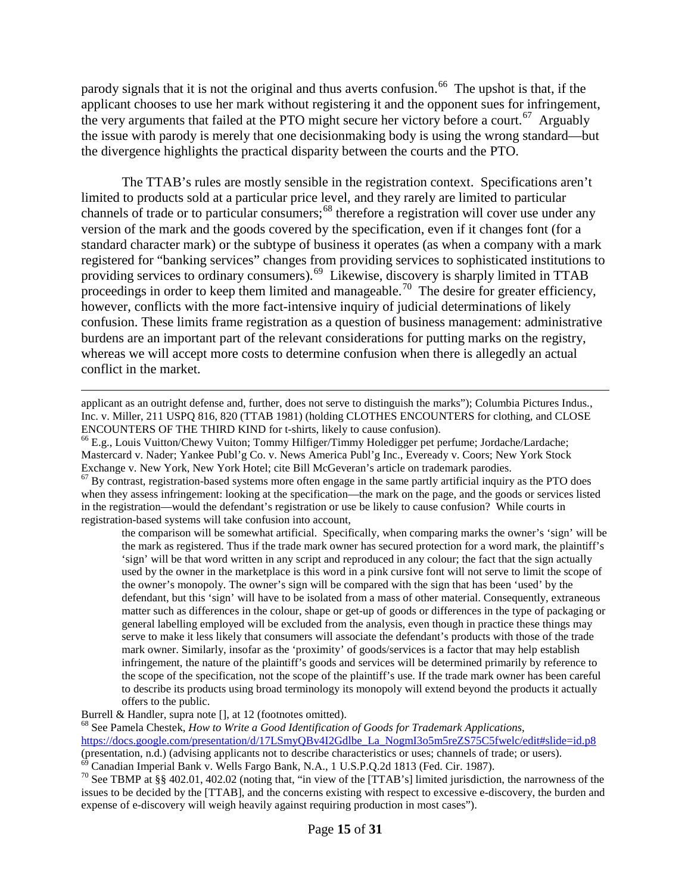parody signals that it is not the original and thus averts confusion.[66] The upshot is that, if the applicant chooses to use her mark without registering it and the opponent sues for infringement, the very arguments that failed at the PTO might secure her victory before a court.[67] Arguably the issue with parody is merely that one decisionmaking body is using the wrong standard—but the divergence highlights the practical disparity between the courts and the PTO.

The TTAB's rules are mostly sensible in the registration context. Specifications aren't limited to products sold at a particular price level, and they rarely are limited to particular channels of trade or to particular consumers;[68] therefore a registration will cover use under any version of the mark and the goods covered by the specification, even if it changes font (for a standard character mark) or the subtype of business it operates (as when a company with a mark registered for "banking services" changes from providing services to sophisticated institutions to providing services to ordinary consumers).[69] Likewise, discovery is sharply limited in TTAB proceedings in order to keep them limited and manageable.[70] The desire for greater efficiency, however, conflicts with the more fact-intensive inquiry of judicial determinations of likely confusion. These limits frame registration as a question of business management: administrative burdens are an important part of the relevant considerations for putting marks on the registry, whereas we will accept more costs to determine confusion when there is allegedly an actual conflict in the market.

---

applicant as an outright defense and, further, does not serve to distinguish the marks"); Columbia Pictures Indus., Inc. v. Miller, 211 USPQ 816, 820 (TTAB 1981) (holding CLOTHES ENCOUNTERS for clothing, and CLOSE ENCOUNTERS OF THE THIRD KIND for t-shirts, likely to cause confusion).

[66] E.g., Louis Vuitton/Chewy Vuiton; Tommy Hilfiger/Timmy Holedigger pet perfume; Jordache/Lardache; Mastercard v. Nader; Yankee Publ'g Co. v. News America Publ'g Inc., Eveready v. Coors; New York Stock Exchange v. New York, New York Hotel; cite Bill McGeveran's article on trademark parodies.

[67] By contrast, registration-based systems more often engage in the same partly artificial inquiry as the PTO does when they assess infringement: looking at the specification—the mark on the page, and the goods or services listed in the registration—would the defendant's registration or use be likely to cause confusion? While courts in registration-based systems will take confusion into account,

> the comparison will be somewhat artificial. Specifically, when comparing marks the owner's 'sign' will be the mark as registered. Thus if the trade mark owner has secured protection for a word mark, the plaintiff's 'sign' will be that word written in any script and reproduced in any colour; the fact that the sign actually used by the owner in the marketplace is this word in a pink cursive font will not serve to limit the scope of the owner's monopoly. The owner's sign will be compared with the sign that has been 'used' by the defendant, but this 'sign' will have to be isolated from a mass of other material. Consequently, extraneous matter such as differences in the colour, shape or get-up of goods or differences in the type of packaging or general labelling employed will be excluded from the analysis, even though in practice these things may serve to make it less likely that consumers will associate the defendant's products with those of the trade mark owner. Similarly, insofar as the 'proximity' of goods/services is a factor that may help establish infringement, the nature of the plaintiff's goods and services will be determined primarily by reference to the scope of the specification, not the scope of the plaintiff's use. If the trade mark owner has been careful to describe its products using broad terminology its monopoly will extend beyond the products it actually offers to the public.

Burrell & Handler, supra note [], at 12 (footnotes omitted).

[68] See Pamela Chestek, *How to Write a Good Identification of Goods for Trademark Applications*, https://docs.google.com/presentation/d/17LSmyQBv4I2Gdlbe_La_NogmI3o5m5reZS75C5fwelc/edit#slide=id.p8 (presentation, n.d.) (advising applicants not to describe characteristics or uses; channels of trade; or users).

[69] Canadian Imperial Bank v. Wells Fargo Bank, N.A., 1 U.S.P.Q.2d 1813 (Fed. Cir. 1987).

[70] See TBMP at §§ 402.01, 402.02 (noting that, "in view of the [TTAB's] limited jurisdiction, the narrowness of the issues to be decided by the [TTAB], and the concerns existing with respect to excessive e-discovery, the burden and expense of e-discovery will weigh heavily against requiring production in most cases").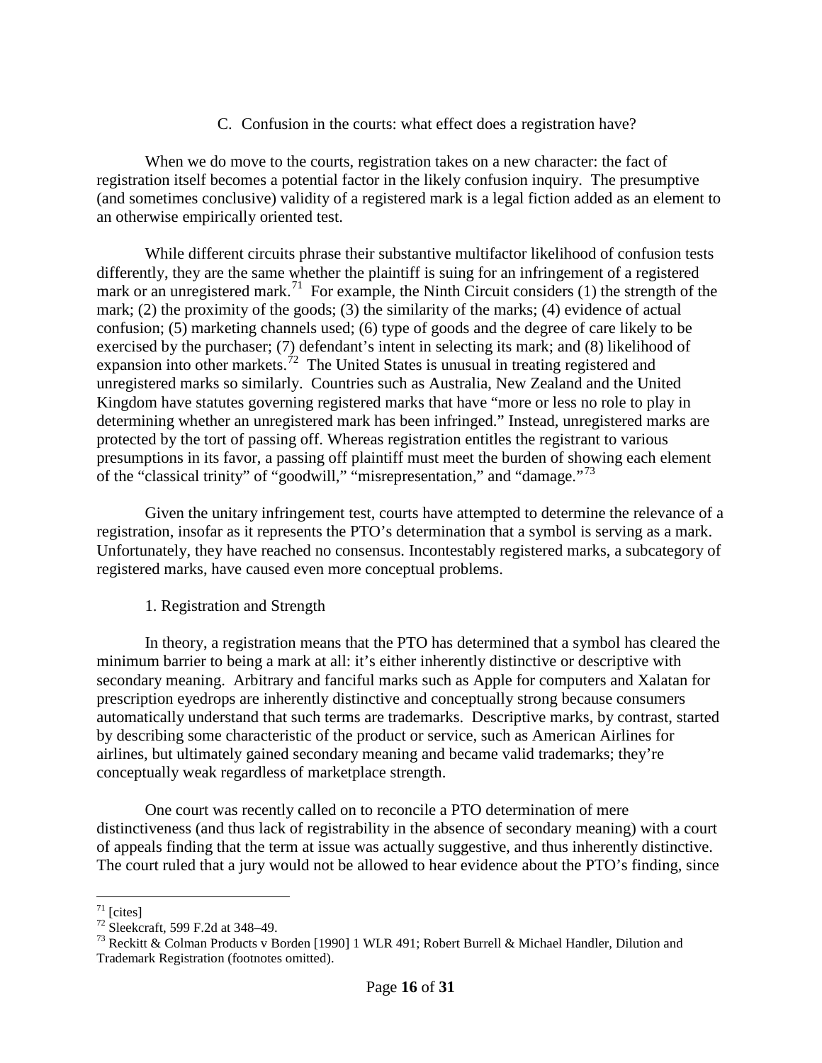### C. Confusion in the courts: what effect does a registration have?

When we do move to the courts, registration takes on a new character: the fact of registration itself becomes a potential factor in the likely confusion inquiry. The presumptive (and sometimes conclusive) validity of a registered mark is a legal fiction added as an element to an otherwise empirically oriented test.

While different circuits phrase their substantive multifactor likelihood of confusion tests differently, they are the same whether the plaintiff is suing for an infringement of a registered mark or an unregistered mark.[71] For example, the Ninth Circuit considers (1) the strength of the mark; (2) the proximity of the goods; (3) the similarity of the marks; (4) evidence of actual confusion; (5) marketing channels used; (6) type of goods and the degree of care likely to be exercised by the purchaser; (7) defendant's intent in selecting its mark; and (8) likelihood of expansion into other markets.[72] The United States is unusual in treating registered and unregistered marks so similarly. Countries such as Australia, New Zealand and the United Kingdom have statutes governing registered marks that have "more or less no role to play in determining whether an unregistered mark has been infringed." Instead, unregistered marks are protected by the tort of passing off. Whereas registration entitles the registrant to various presumptions in its favor, a passing off plaintiff must meet the burden of showing each element of the "classical trinity" of "goodwill," "misrepresentation," and "damage."[73]

Given the unitary infringement test, courts have attempted to determine the relevance of a registration, insofar as it represents the PTO's determination that a symbol is serving as a mark. Unfortunately, they have reached no consensus. Incontestably registered marks, a subcategory of registered marks, have caused even more conceptual problems.

#### 1. Registration and Strength

In theory, a registration means that the PTO has determined that a symbol has cleared the minimum barrier to being a mark at all: it's either inherently distinctive or descriptive with secondary meaning. Arbitrary and fanciful marks such as Apple for computers and Xalatan for prescription eyedrops are inherently distinctive and conceptually strong because consumers automatically understand that such terms are trademarks. Descriptive marks, by contrast, started by describing some characteristic of the product or service, such as American Airlines for airlines, but ultimately gained secondary meaning and became valid trademarks; they're conceptually weak regardless of marketplace strength.

One court was recently called on to reconcile a PTO determination of mere distinctiveness (and thus lack of registrability in the absence of secondary meaning) with a court of appeals finding that the term at issue was actually suggestive, and thus inherently distinctive. The court ruled that a jury would not be allowed to hear evidence about the PTO's finding, since

---

[71] [cites]

[72] Sleekcraft, 599 F.2d at 348–49.

[73] Reckitt & Colman Products v Borden [1990] 1 WLR 491; Robert Burrell & Michael Handler, Dilution and Trademark Registration (footnotes omitted).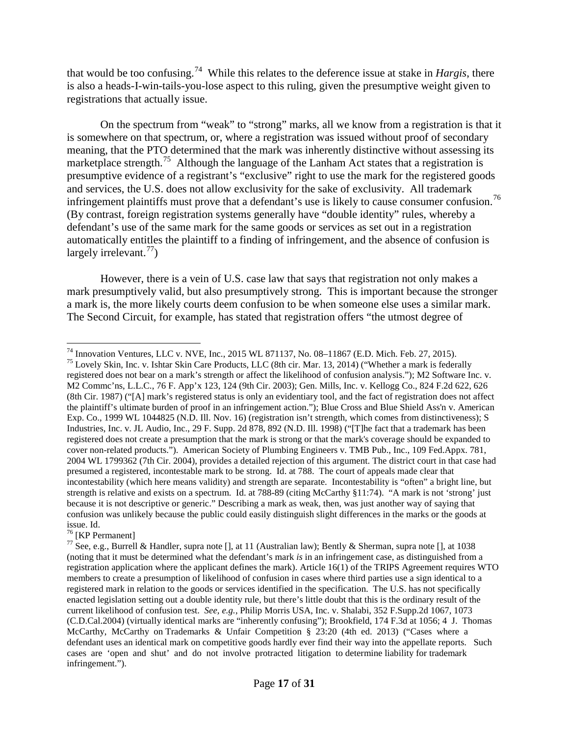that would be too confusing.[74] While this relates to the deference issue at stake in *Hargis*, there is also a heads-I-win-tails-you-lose aspect to this ruling, given the presumptive weight given to registrations that actually issue.

On the spectrum from "weak" to "strong" marks, all we know from a registration is that it is somewhere on that spectrum, or, where a registration was issued without proof of secondary meaning, that the PTO determined that the mark was inherently distinctive without assessing its marketplace strength.[75] Although the language of the Lanham Act states that a registration is presumptive evidence of a registrant's "exclusive" right to use the mark for the registered goods and services, the U.S. does not allow exclusivity for the sake of exclusivity. All trademark infringement plaintiffs must prove that a defendant's use is likely to cause consumer confusion.[76] (By contrast, foreign registration systems generally have "double identity" rules, whereby a defendant's use of the same mark for the same goods or services as set out in a registration automatically entitles the plaintiff to a finding of infringement, and the absence of confusion is largely irrelevant.[77])

However, there is a vein of U.S. case law that says that registration not only makes a mark presumptively valid, but also presumptively strong. This is important because the stronger a mark is, the more likely courts deem confusion to be when someone else uses a similar mark. The Second Circuit, for example, has stated that registration offers "the utmost degree of

---

[74] Innovation Ventures, LLC v. NVE, Inc., 2015 WL 871137, No. 08–11867 (E.D. Mich. Feb. 27, 2015).

[75] Lovely Skin, Inc. v. Ishtar Skin Care Products, LLC (8th cir. Mar. 13, 2014) ("Whether a mark is federally registered does not bear on a mark's strength or affect the likelihood of confusion analysis."); M2 Software Inc. v. M2 Commc'ns, L.L.C., 76 F. App'x 123, 124 (9th Cir. 2003); Gen. Mills, Inc. v. Kellogg Co., 824 F.2d 622, 626 (8th Cir. 1987) ("[A] mark's registered status is only an evidentiary tool, and the fact of registration does not affect the plaintiff's ultimate burden of proof in an infringement action."); Blue Cross and Blue Shield Ass'n v. American Exp. Co., 1999 WL 1044825 (N.D. Ill. Nov. 16) (registration isn't strength, which comes from distinctiveness); S Industries, Inc. v. JL Audio, Inc., 29 F. Supp. 2d 878, 892 (N.D. Ill. 1998) ("[T]he fact that a trademark has been registered does not create a presumption that the mark is strong or that the mark's coverage should be expanded to cover non-related products."). American Society of Plumbing Engineers v. TMB Pub., Inc., 109 Fed.Appx. 781, 2004 WL 1799362 (7th Cir. 2004), provides a detailed rejection of this argument. The district court in that case had presumed a registered, incontestable mark to be strong. Id. at 788. The court of appeals made clear that incontestability (which here means validity) and strength are separate. Incontestability is "often" a bright line, but strength is relative and exists on a spectrum. Id. at 788-89 (citing McCarthy §11:74). "A mark is not 'strong' just because it is not descriptive or generic." Describing a mark as weak, then, was just another way of saying that confusion was unlikely because the public could easily distinguish slight differences in the marks or the goods at issue. Id.

[76] [KP Permanent]

[77] See, e.g., Burrell & Handler, supra note [], at 11 (Australian law); Bently & Sherman, supra note [], at 1038 (noting that it must be determined what the defendant's mark *is* in an infringement case, as distinguished from a registration application where the applicant defines the mark). Article 16(1) of the TRIPS Agreement requires WTO members to create a presumption of likelihood of confusion in cases where third parties use a sign identical to a registered mark in relation to the goods or services identified in the specification. The U.S. has not specifically enacted legislation setting out a double identity rule, but there's little doubt that this is the ordinary result of the current likelihood of confusion test. *See, e.g.*, Philip Morris USA, Inc. v. Shalabi, 352 F.Supp.2d 1067, 1073 (C.D.Cal.2004) (virtually identical marks are "inherently confusing"); Brookfield, 174 F.3d at 1056; 4 J. Thomas McCarthy, McCarthy on Trademarks & Unfair Competition § 23:20 (4th ed. 2013) ("Cases where a defendant uses an identical mark on competitive goods hardly ever find their way into the appellate reports. Such cases are 'open and shut' and do not involve protracted litigation to determine liability for trademark infringement.").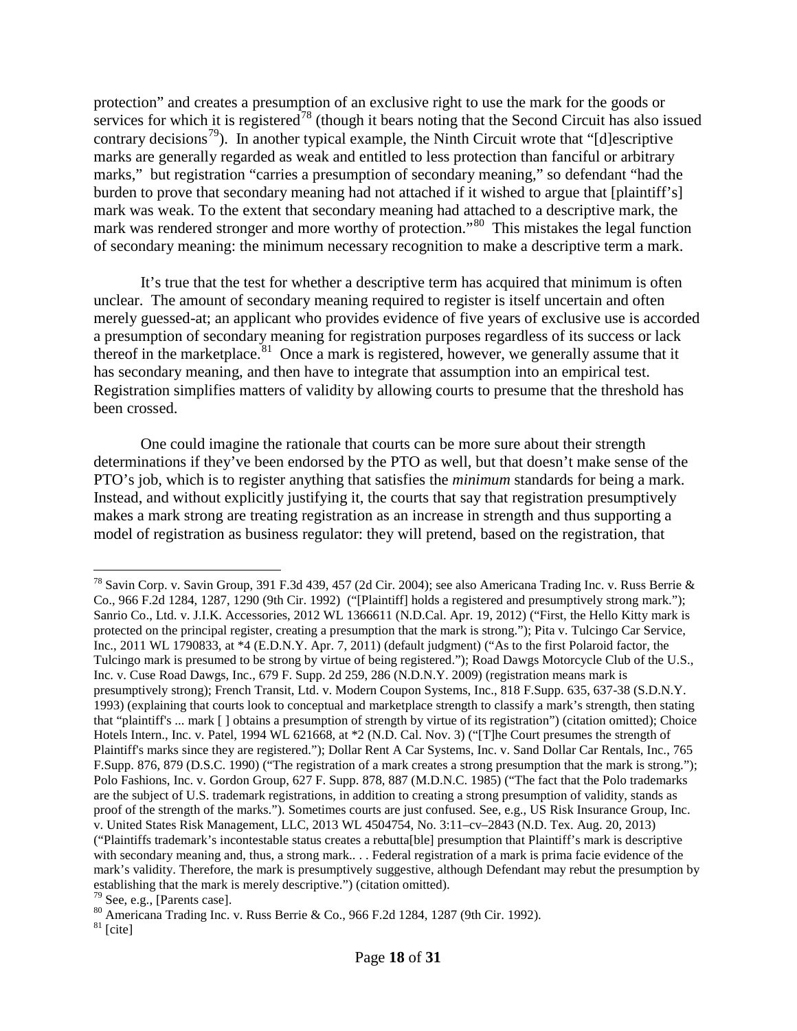protection" and creates a presumption of an exclusive right to use the mark for the goods or services for which it is registered[78] (though it bears noting that the Second Circuit has also issued contrary decisions[79]). In another typical example, the Ninth Circuit wrote that "[d]escriptive marks are generally regarded as weak and entitled to less protection than fanciful or arbitrary marks," but registration "carries a presumption of secondary meaning," so defendant "had the burden to prove that secondary meaning had not attached if it wished to argue that [plaintiff's] mark was weak. To the extent that secondary meaning had attached to a descriptive mark, the mark was rendered stronger and more worthy of protection."[80] This mistakes the legal function of secondary meaning: the minimum necessary recognition to make a descriptive term a mark.

It's true that the test for whether a descriptive term has acquired that minimum is often unclear. The amount of secondary meaning required to register is itself uncertain and often merely guessed-at; an applicant who provides evidence of five years of exclusive use is accorded a presumption of secondary meaning for registration purposes regardless of its success or lack thereof in the marketplace.[81] Once a mark is registered, however, we generally assume that it has secondary meaning, and then have to integrate that assumption into an empirical test. Registration simplifies matters of validity by allowing courts to presume that the threshold has been crossed.

One could imagine the rationale that courts can be more sure about their strength determinations if they've been endorsed by the PTO as well, but that doesn't make sense of the PTO's job, which is to register anything that satisfies the *minimum* standards for being a mark. Instead, and without explicitly justifying it, the courts that say that registration presumptively makes a mark strong are treating registration as an increase in strength and thus supporting a model of registration as business regulator: they will pretend, based on the registration, that

---

[78] Savin Corp. v. Savin Group, 391 F.3d 439, 457 (2d Cir. 2004); see also Americana Trading Inc. v. Russ Berrie & Co., 966 F.2d 1284, 1287, 1290 (9th Cir. 1992) ("[Plaintiff] holds a registered and presumptively strong mark."); Sanrio Co., Ltd. v. J.I.K. Accessories, 2012 WL 1366611 (N.D.Cal. Apr. 19, 2012) ("First, the Hello Kitty mark is protected on the principal register, creating a presumption that the mark is strong."); Pita v. Tulcingo Car Service, Inc., 2011 WL 1790833, at *4 (E.D.N.Y. Apr. 7, 2011) (default judgment) ("As to the first Polaroid factor, the Tulcingo mark is presumed to be strong by virtue of being registered."); Road Dawgs Motorcycle Club of the U.S., Inc. v. Cuse Road Dawgs, Inc., 679 F. Supp. 2d 259, 286 (N.D.N.Y. 2009) (registration means mark is presumptively strong); French Transit, Ltd. v. Modern Coupon Systems, Inc., 818 F.Supp. 635, 637-38 (S.D.N.Y. 1993) (explaining that courts look to conceptual and marketplace strength to classify a mark's strength, then stating that "plaintiff's ... mark [ ] obtains a presumption of strength by virtue of its registration") (citation omitted); Choice Hotels Intern., Inc. v. Patel, 1994 WL 621668, at *2 (N.D. Cal. Nov. 3) ("[T]he Court presumes the strength of Plaintiff's marks since they are registered."); Dollar Rent A Car Systems, Inc. v. Sand Dollar Car Rentals, Inc., 765 F.Supp. 876, 879 (D.S.C. 1990) ("The registration of a mark creates a strong presumption that the mark is strong."); Polo Fashions, Inc. v. Gordon Group, 627 F. Supp. 878, 887 (M.D.N.C. 1985) ("The fact that the Polo trademarks are the subject of U.S. trademark registrations, in addition to creating a strong presumption of validity, stands as proof of the strength of the marks."). Sometimes courts are just confused. See, e.g., US Risk Insurance Group, Inc. v. United States Risk Management, LLC, 2013 WL 4504754, No. 3:11–cv–2843 (N.D. Tex. Aug. 20, 2013) ("Plaintiffs trademark's incontestable status creates a rebutta[ble] presumption that Plaintiff's mark is descriptive with secondary meaning and, thus, a strong mark.. . . Federal registration of a mark is prima facie evidence of the mark's validity. Therefore, the mark is presumptively suggestive, although Defendant may rebut the presumption by establishing that the mark is merely descriptive.") (citation omitted).

[79] See, e.g., [Parents case].

[80] Americana Trading Inc. v. Russ Berrie & Co., 966 F.2d 1284, 1287 (9th Cir. 1992).

[81] [cite]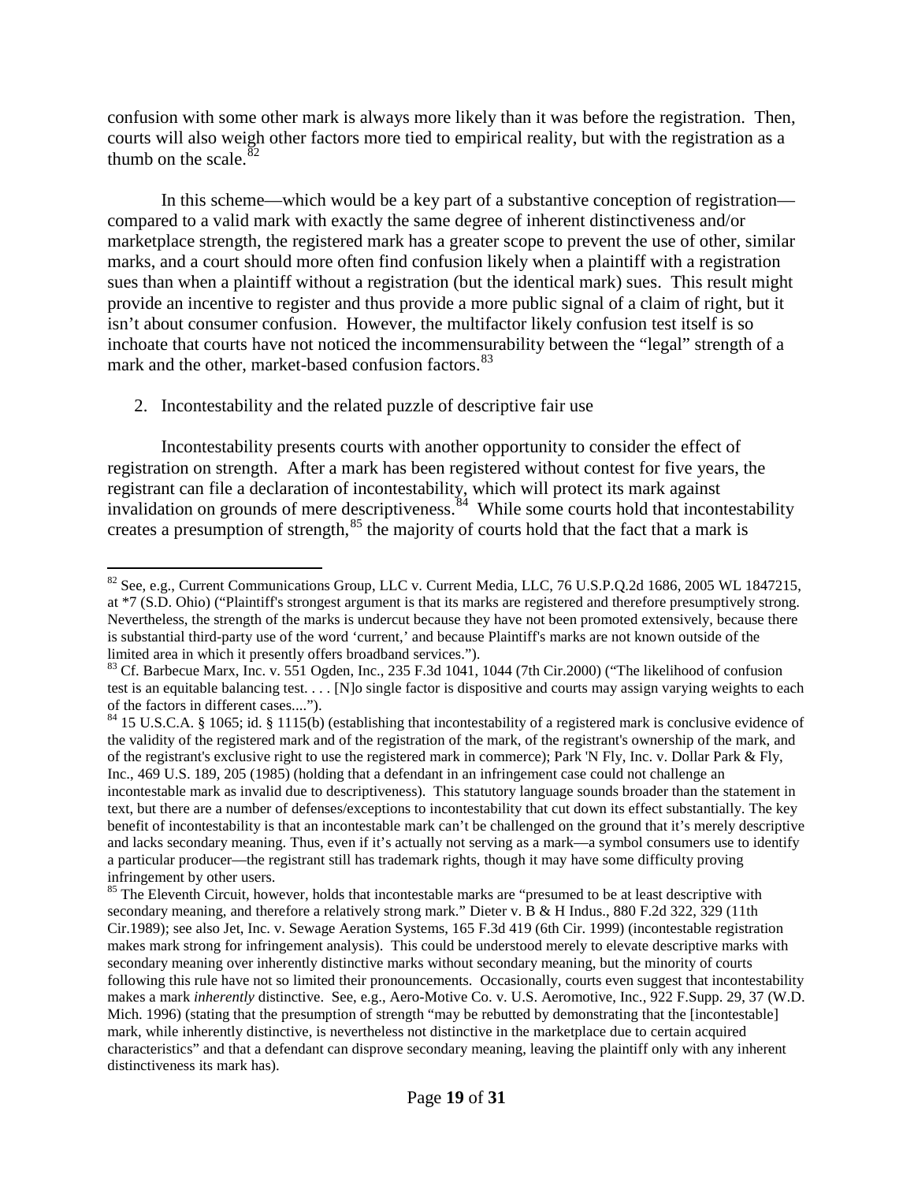confusion with some other mark is always more likely than it was before the registration. Then, courts will also weigh other factors more tied to empirical reality, but with the registration as a thumb on the scale.[82]

In this scheme—which would be a key part of a substantive conception of registration—compared to a valid mark with exactly the same degree of inherent distinctiveness and/or marketplace strength, the registered mark has a greater scope to prevent the use of other, similar marks, and a court should more often find confusion likely when a plaintiff with a registration sues than when a plaintiff without a registration (but the identical mark) sues. This result might provide an incentive to register and thus provide a more public signal of a claim of right, but it isn't about consumer confusion. However, the multifactor likely confusion test itself is so inchoate that courts have not noticed the incommensurability between the "legal" strength of a mark and the other, market-based confusion factors.[83]

2. Incontestability and the related puzzle of descriptive fair use

Incontestability presents courts with another opportunity to consider the effect of registration on strength. After a mark has been registered without contest for five years, the registrant can file a declaration of incontestability, which will protect its mark against invalidation on grounds of mere descriptiveness.[84] While some courts hold that incontestability creates a presumption of strength,[85] the majority of courts hold that the fact that a mark is

---

[82] See, e.g., Current Communications Group, LLC v. Current Media, LLC, 76 U.S.P.Q.2d 1686, 2005 WL 1847215, at *7 (S.D. Ohio) ("Plaintiff's strongest argument is that its marks are registered and therefore presumptively strong. Nevertheless, the strength of the marks is undercut because they have not been promoted extensively, because there is substantial third-party use of the word 'current,' and because Plaintiff's marks are not known outside of the limited area in which it presently offers broadband services.").

[83] Cf. Barbecue Marx, Inc. v. 551 Ogden, Inc., 235 F.3d 1041, 1044 (7th Cir.2000) ("The likelihood of confusion test is an equitable balancing test. . . . [N]o single factor is dispositive and courts may assign varying weights to each of the factors in different cases....").

[84] 15 U.S.C.A. § 1065; id. § 1115(b) (establishing that incontestability of a registered mark is conclusive evidence of the validity of the registered mark and of the registration of the mark, of the registrant's ownership of the mark, and of the registrant's exclusive right to use the registered mark in commerce); Park 'N Fly, Inc. v. Dollar Park & Fly, Inc., 469 U.S. 189, 205 (1985) (holding that a defendant in an infringement case could not challenge an incontestable mark as invalid due to descriptiveness). This statutory language sounds broader than the statement in text, but there are a number of defenses/exceptions to incontestability that cut down its effect substantially. The key benefit of incontestability is that an incontestable mark can't be challenged on the ground that it's merely descriptive and lacks secondary meaning. Thus, even if it's actually not serving as a mark—a symbol consumers use to identify a particular producer—the registrant still has trademark rights, though it may have some difficulty proving infringement by other users.

[85] The Eleventh Circuit, however, holds that incontestable marks are "presumed to be at least descriptive with secondary meaning, and therefore a relatively strong mark." Dieter v. B & H Indus., 880 F.2d 322, 329 (11th Cir.1989); see also Jet, Inc. v. Sewage Aeration Systems, 165 F.3d 419 (6th Cir. 1999) (incontestable registration makes mark strong for infringement analysis). This could be understood merely to elevate descriptive marks with secondary meaning over inherently distinctive marks without secondary meaning, but the minority of courts following this rule have not so limited their pronouncements. Occasionally, courts even suggest that incontestability makes a mark *inherently* distinctive. See, e.g., Aero-Motive Co. v. U.S. Aeromotive, Inc., 922 F.Supp. 29, 37 (W.D. Mich. 1996) (stating that the presumption of strength "may be rebutted by demonstrating that the [incontestable] mark, while inherently distinctive, is nevertheless not distinctive in the marketplace due to certain acquired characteristics" and that a defendant can disprove secondary meaning, leaving the plaintiff only with any inherent distinctiveness its mark has).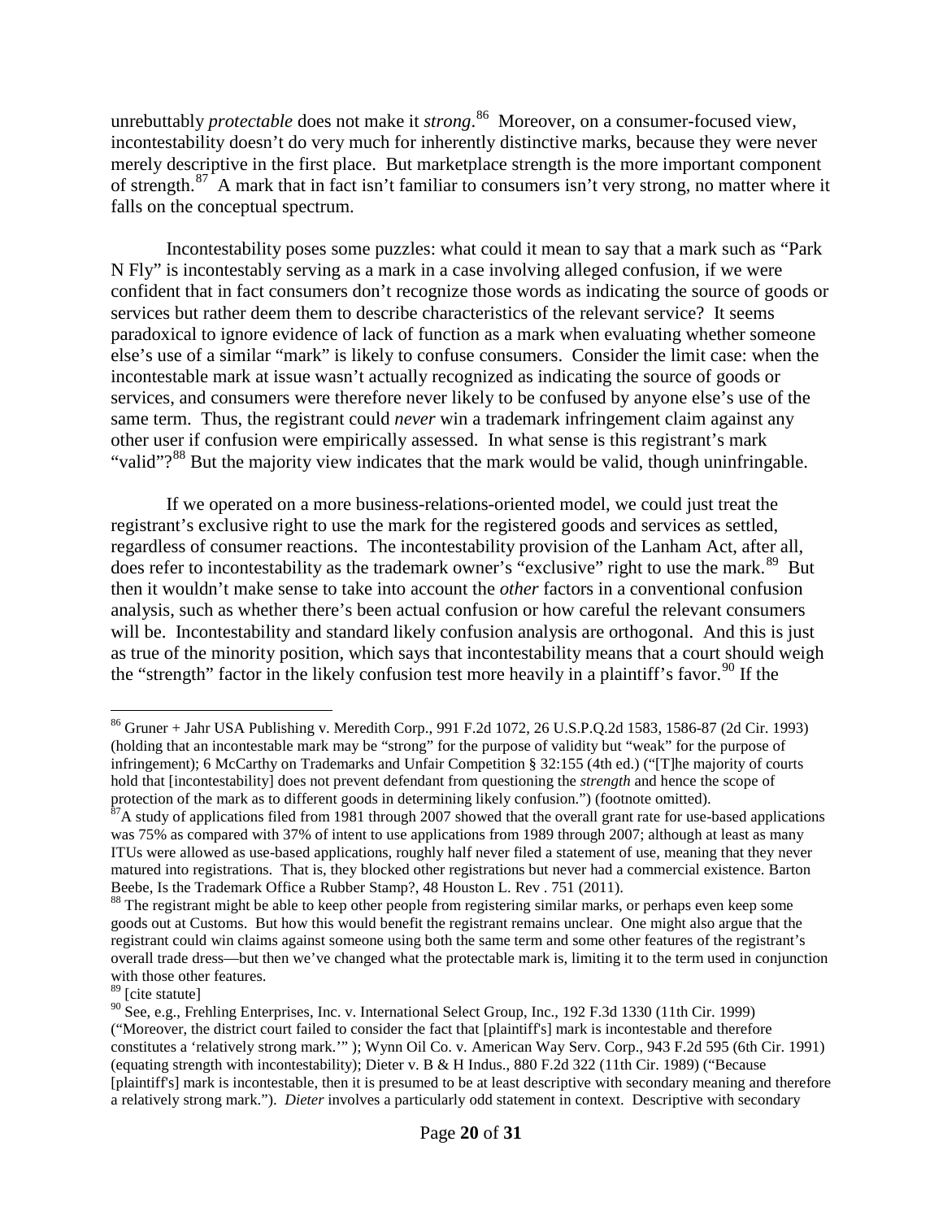unrebuttably *protectable* does not make it *strong*.[86] Moreover, on a consumer-focused view, incontestability doesn't do very much for inherently distinctive marks, because they were never merely descriptive in the first place. But marketplace strength is the more important component of strength.[87] A mark that in fact isn't familiar to consumers isn't very strong, no matter where it falls on the conceptual spectrum.

Incontestability poses some puzzles: what could it mean to say that a mark such as "Park N Fly" is incontestably serving as a mark in a case involving alleged confusion, if we were confident that in fact consumers don't recognize those words as indicating the source of goods or services but rather deem them to describe characteristics of the relevant service? It seems paradoxical to ignore evidence of lack of function as a mark when evaluating whether someone else's use of a similar "mark" is likely to confuse consumers. Consider the limit case: when the incontestable mark at issue wasn't actually recognized as indicating the source of goods or services, and consumers were therefore never likely to be confused by anyone else's use of the same term. Thus, the registrant could *never* win a trademark infringement claim against any other user if confusion were empirically assessed. In what sense is this registrant's mark "valid"?[88] But the majority view indicates that the mark would be valid, though uninfringable.

If we operated on a more business-relations-oriented model, we could just treat the registrant's exclusive right to use the mark for the registered goods and services as settled, regardless of consumer reactions. The incontestability provision of the Lanham Act, after all, does refer to incontestability as the trademark owner's "exclusive" right to use the mark.[89] But then it wouldn't make sense to take into account the *other* factors in a conventional confusion analysis, such as whether there's been actual confusion or how careful the relevant consumers will be. Incontestability and standard likely confusion analysis are orthogonal. And this is just as true of the minority position, which says that incontestability means that a court should weigh the "strength" factor in the likely confusion test more heavily in a plaintiff's favor.[90] If the

---

[86] Gruner + Jahr USA Publishing v. Meredith Corp., 991 F.2d 1072, 26 U.S.P.Q.2d 1583, 1586-87 (2d Cir. 1993) (holding that an incontestable mark may be "strong" for the purpose of validity but "weak" for the purpose of infringement); 6 McCarthy on Trademarks and Unfair Competition § 32:155 (4th ed.) ("[T]he majority of courts hold that [incontestability] does not prevent defendant from questioning the *strength* and hence the scope of protection of the mark as to different goods in determining likely confusion.") (footnote omitted).

[87] A study of applications filed from 1981 through 2007 showed that the overall grant rate for use-based applications was 75% as compared with 37% of intent to use applications from 1989 through 2007; although at least as many ITUs were allowed as use-based applications, roughly half never filed a statement of use, meaning that they never matured into registrations. That is, they blocked other registrations but never had a commercial existence. Barton Beebe, Is the Trademark Office a Rubber Stamp?, 48 Houston L. Rev . 751 (2011).

[88] The registrant might be able to keep other people from registering similar marks, or perhaps even keep some goods out at Customs. But how this would benefit the registrant remains unclear. One might also argue that the registrant could win claims against someone using both the same term and some other features of the registrant's overall trade dress—but then we've changed what the protectable mark is, limiting it to the term used in conjunction with those other features.

[89] [cite statute]

[90] See, e.g., Frehling Enterprises, Inc. v. International Select Group, Inc., 192 F.3d 1330 (11th Cir. 1999) ("Moreover, the district court failed to consider the fact that [plaintiff's] mark is incontestable and therefore constitutes a 'relatively strong mark.'" ); Wynn Oil Co. v. American Way Serv. Corp., 943 F.2d 595 (6th Cir. 1991) (equating strength with incontestability); Dieter v. B & H Indus., 880 F.2d 322 (11th Cir. 1989) ("Because [plaintiff's] mark is incontestable, then it is presumed to be at least descriptive with secondary meaning and therefore a relatively strong mark."). *Dieter* involves a particularly odd statement in context. Descriptive with secondary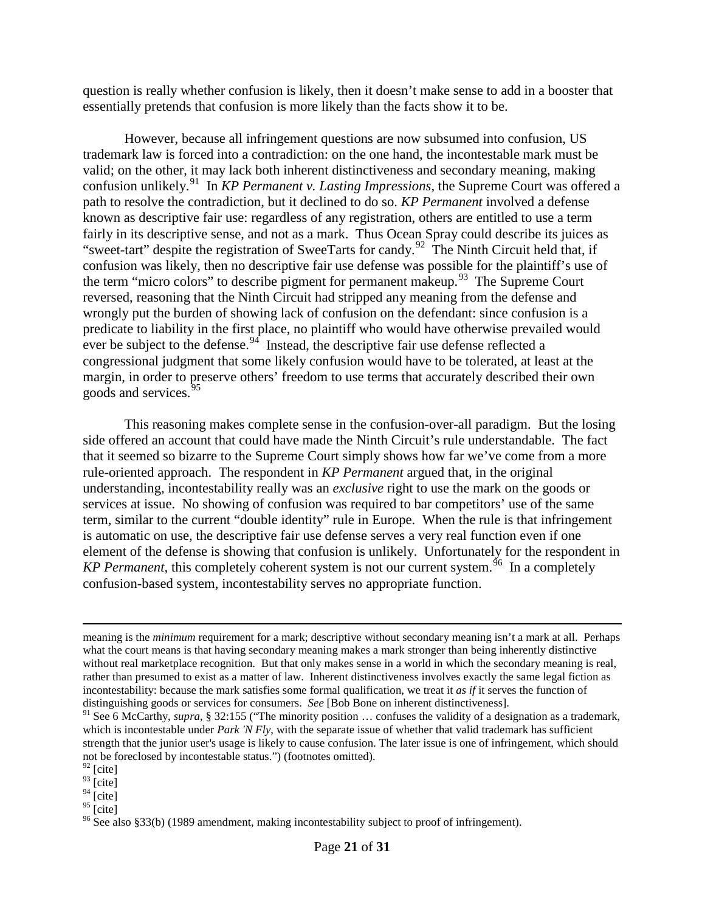question is really whether confusion is likely, then it doesn't make sense to add in a booster that essentially pretends that confusion is more likely than the facts show it to be.

However, because all infringement questions are now subsumed into confusion, US trademark law is forced into a contradiction: on the one hand, the incontestable mark must be valid; on the other, it may lack both inherent distinctiveness and secondary meaning, making confusion unlikely.[91] In *KP Permanent v. Lasting Impressions*, the Supreme Court was offered a path to resolve the contradiction, but it declined to do so. *KP Permanent* involved a defense known as descriptive fair use: regardless of any registration, others are entitled to use a term fairly in its descriptive sense, and not as a mark. Thus Ocean Spray could describe its juices as "sweet-tart" despite the registration of SweeTarts for candy.[92] The Ninth Circuit held that, if confusion was likely, then no descriptive fair use defense was possible for the plaintiff's use of the term "micro colors" to describe pigment for permanent makeup.[93] The Supreme Court reversed, reasoning that the Ninth Circuit had stripped any meaning from the defense and wrongly put the burden of showing lack of confusion on the defendant: since confusion is a predicate to liability in the first place, no plaintiff who would have otherwise prevailed would ever be subject to the defense.[94] Instead, the descriptive fair use defense reflected a congressional judgment that some likely confusion would have to be tolerated, at least at the margin, in order to preserve others' freedom to use terms that accurately described their own goods and services.[95]

This reasoning makes complete sense in the confusion-over-all paradigm. But the losing side offered an account that could have made the Ninth Circuit's rule understandable. The fact that it seemed so bizarre to the Supreme Court simply shows how far we've come from a more rule-oriented approach. The respondent in *KP Permanent* argued that, in the original understanding, incontestability really was an *exclusive* right to use the mark on the goods or services at issue. No showing of confusion was required to bar competitors' use of the same term, similar to the current "double identity" rule in Europe. When the rule is that infringement is automatic on use, the descriptive fair use defense serves a very real function even if one element of the defense is showing that confusion is unlikely. Unfortunately for the respondent in *KP Permanent*, this completely coherent system is not our current system.[96] In a completely confusion-based system, incontestability serves no appropriate function.

---

meaning is the *minimum* requirement for a mark; descriptive without secondary meaning isn't a mark at all. Perhaps what the court means is that having secondary meaning makes a mark stronger than being inherently distinctive without real marketplace recognition. But that only makes sense in a world in which the secondary meaning is real, rather than presumed to exist as a matter of law. Inherent distinctiveness involves exactly the same legal fiction as incontestability: because the mark satisfies some formal qualification, we treat it *as if* it serves the function of distinguishing goods or services for consumers. *See* [Bob Bone on inherent distinctiveness].

[91] See 6 McCarthy, *supra*, § 32:155 ("The minority position … confuses the validity of a designation as a trademark, which is incontestable under *Park 'N Fly*, with the separate issue of whether that valid trademark has sufficient strength that the junior user's usage is likely to cause confusion. The later issue is one of infringement, which should not be foreclosed by incontestable status.") (footnotes omitted).

[92] [cite]

[93] [cite]

[94] [cite]

[95] [cite]

[96] See also §33(b) (1989 amendment, making incontestability subject to proof of infringement).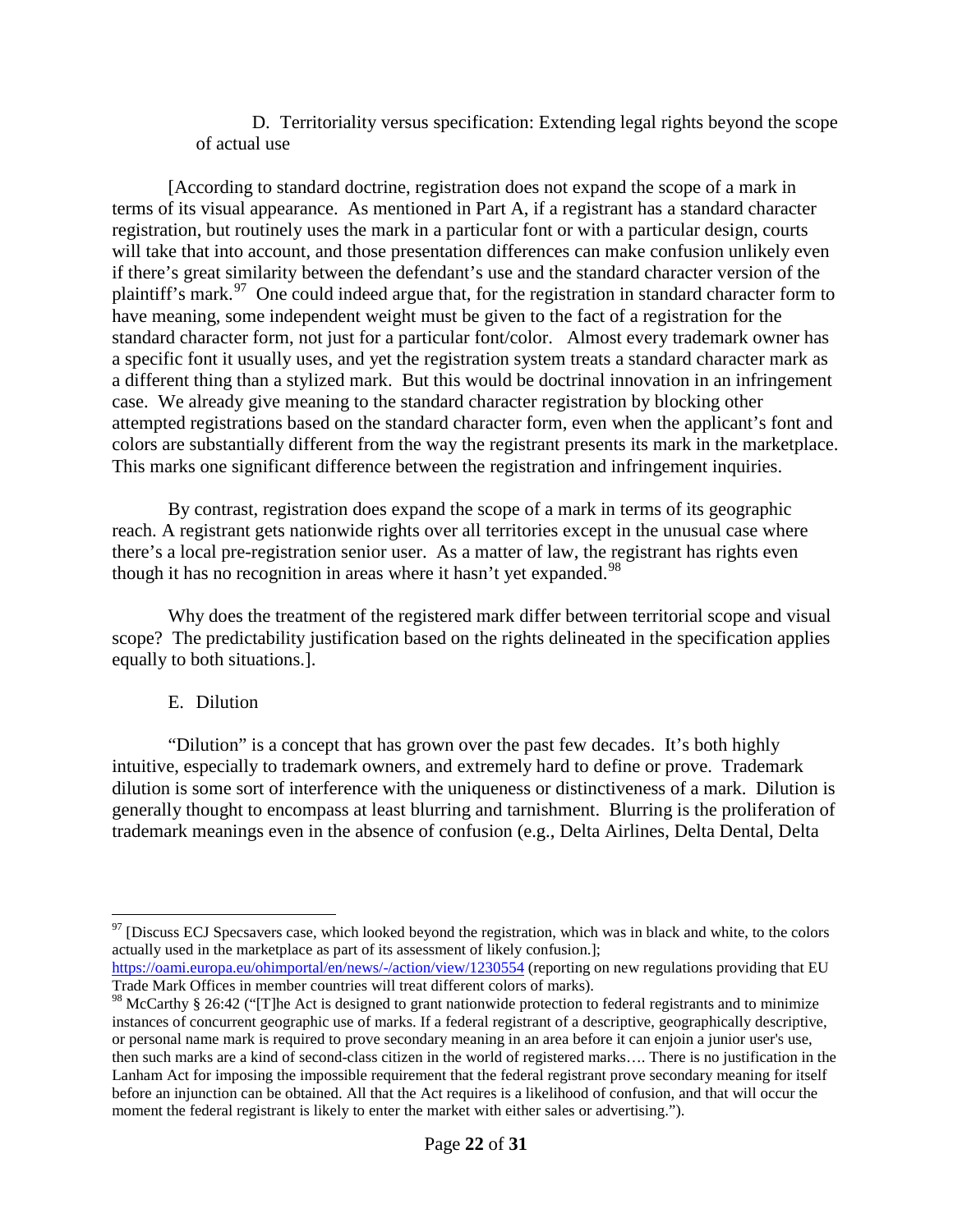### D. Territoriality versus specification: Extending legal rights beyond the scope of actual use

[According to standard doctrine, registration does not expand the scope of a mark in terms of its visual appearance. As mentioned in Part A, if a registrant has a standard character registration, but routinely uses the mark in a particular font or with a particular design, courts will take that into account, and those presentation differences can make confusion unlikely even if there's great similarity between the defendant's use and the standard character version of the plaintiff's mark.[97] One could indeed argue that, for the registration in standard character form to have meaning, some independent weight must be given to the fact of a registration for the standard character form, not just for a particular font/color. Almost every trademark owner has a specific font it usually uses, and yet the registration system treats a standard character mark as a different thing than a stylized mark. But this would be doctrinal innovation in an infringement case. We already give meaning to the standard character registration by blocking other attempted registrations based on the standard character form, even when the applicant's font and colors are substantially different from the way the registrant presents its mark in the marketplace. This marks one significant difference between the registration and infringement inquiries.

By contrast, registration does expand the scope of a mark in terms of its geographic reach. A registrant gets nationwide rights over all territories except in the unusual case where there's a local pre-registration senior user. As a matter of law, the registrant has rights even though it has no recognition in areas where it hasn't yet expanded.[98]

Why does the treatment of the registered mark differ between territorial scope and visual scope? The predictability justification based on the rights delineated in the specification applies equally to both situations.].

### E. Dilution

"Dilution" is a concept that has grown over the past few decades. It's both highly intuitive, especially to trademark owners, and extremely hard to define or prove. Trademark dilution is some sort of interference with the uniqueness or distinctiveness of a mark. Dilution is generally thought to encompass at least blurring and tarnishment. Blurring is the proliferation of trademark meanings even in the absence of confusion (e.g., Delta Airlines, Delta Dental, Delta

---

[97] [Discuss ECJ Specsavers case, which looked beyond the registration, which was in black and white, to the colors actually used in the marketplace as part of its assessment of likely confusion.]; https://oami.europa.eu/ohimportal/en/news/-/action/view/1230554 (reporting on new regulations providing that EU Trade Mark Offices in member countries will treat different colors of marks).

[98] McCarthy § 26:42 ("[T]he Act is designed to grant nationwide protection to federal registrants and to minimize instances of concurrent geographic use of marks. If a federal registrant of a descriptive, geographically descriptive, or personal name mark is required to prove secondary meaning in an area before it can enjoin a junior user's use, then such marks are a kind of second-class citizen in the world of registered marks…. There is no justification in the Lanham Act for imposing the impossible requirement that the federal registrant prove secondary meaning for itself before an injunction can be obtained. All that the Act requires is a likelihood of confusion, and that will occur the moment the federal registrant is likely to enter the market with either sales or advertising.").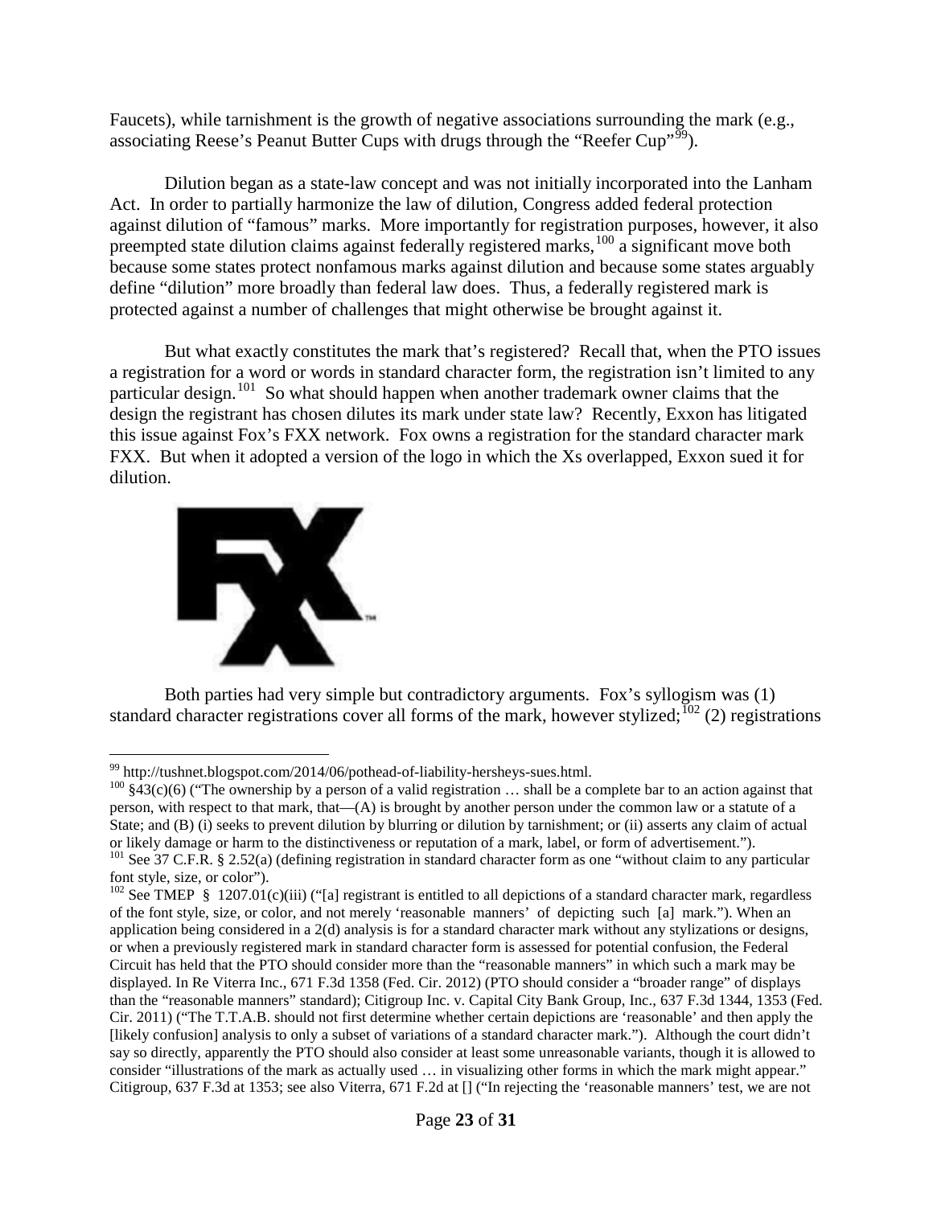Faucets), while tarnishment is the growth of negative associations surrounding the mark (e.g., associating Reese's Peanut Butter Cups with drugs through the "Reefer Cup"[99]).

Dilution began as a state-law concept and was not initially incorporated into the Lanham Act. In order to partially harmonize the law of dilution, Congress added federal protection against dilution of "famous" marks. More importantly for registration purposes, however, it also preempted state dilution claims against federally registered marks,[100] a significant move both because some states protect nonfamous marks against dilution and because some states arguably define "dilution" more broadly than federal law does. Thus, a federally registered mark is protected against a number of challenges that might otherwise be brought against it.

But what exactly constitutes the mark that's registered? Recall that, when the PTO issues a registration for a word or words in standard character form, the registration isn't limited to any particular design.[101] So what should happen when another trademark owner claims that the design the registrant has chosen dilutes its mark under state law? Recently, Exxon has litigated this issue against Fox's FXX network. Fox owns a registration for the standard character mark FXX. But when it adopted a version of the logo in which the Xs overlapped, Exxon sued it for dilution.

Both parties had very simple but contradictory arguments. Fox's syllogism was (1) standard character registrations cover all forms of the mark, however stylized;[102] (2) registrations

---

[99] http://tushnet.blogspot.com/2014/06/pothead-of-liability-hersheys-sues.html.

[100] §43(c)(6) ("The ownership by a person of a valid registration … shall be a complete bar to an action against that person, with respect to that mark, that—(A) is brought by another person under the common law or a statute of a State; and (B) (i) seeks to prevent dilution by blurring or dilution by tarnishment; or (ii) asserts any claim of actual or likely damage or harm to the distinctiveness or reputation of a mark, label, or form of advertisement.").

[101] See 37 C.F.R. § 2.52(a) (defining registration in standard character form as one "without claim to any particular font style, size, or color").

[102] See TMEP § 1207.01(c)(iii) ("[a] registrant is entitled to all depictions of a standard character mark, regardless of the font style, size, or color, and not merely 'reasonable manners' of depicting such [a] mark."). When an application being considered in a 2(d) analysis is for a standard character mark without any stylizations or designs, or when a previously registered mark in standard character form is assessed for potential confusion, the Federal Circuit has held that the PTO should consider more than the "reasonable manners" in which such a mark may be displayed. In Re Viterra Inc., 671 F.3d 1358 (Fed. Cir. 2012) (PTO should consider a "broader range" of displays than the "reasonable manners" standard); Citigroup Inc. v. Capital City Bank Group, Inc., 637 F.3d 1344, 1353 (Fed. Cir. 2011) ("The T.T.A.B. should not first determine whether certain depictions are 'reasonable' and then apply the [likely confusion] analysis to only a subset of variations of a standard character mark."). Although the court didn't say so directly, apparently the PTO should also consider at least some unreasonable variants, though it is allowed to consider "illustrations of the mark as actually used … in visualizing other forms in which the mark might appear." Citigroup, 637 F.3d at 1353; see also Viterra, 671 F.2d at [] ("In rejecting the 'reasonable manners' test, we are not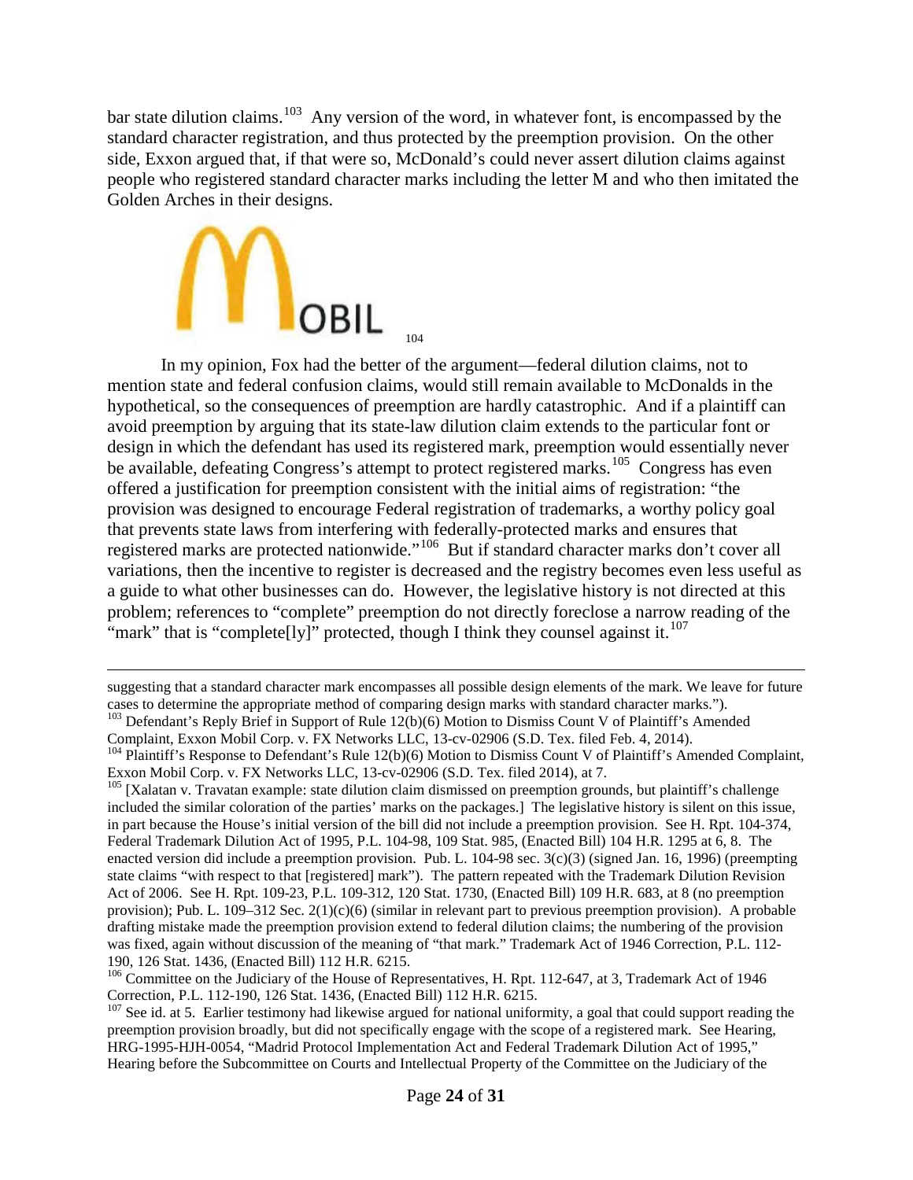bar state dilution claims.[103] Any version of the word, in whatever font, is encompassed by the standard character registration, and thus protected by the preemption provision. On the other side, Exxon argued that, if that were so, McDonald's could never assert dilution claims against people who registered standard character marks including the letter M and who then imitated the Golden Arches in their designs.

MOBIL [104]

In my opinion, Fox had the better of the argument—federal dilution claims, not to mention state and federal confusion claims, would still remain available to McDonalds in the hypothetical, so the consequences of preemption are hardly catastrophic. And if a plaintiff can avoid preemption by arguing that its state-law dilution claim extends to the particular font or design in which the defendant has used its registered mark, preemption would essentially never be available, defeating Congress's attempt to protect registered marks.[105] Congress has even offered a justification for preemption consistent with the initial aims of registration: "the provision was designed to encourage Federal registration of trademarks, a worthy policy goal that prevents state laws from interfering with federally-protected marks and ensures that registered marks are protected nationwide."[106] But if standard character marks don't cover all variations, then the incentive to register is decreased and the registry becomes even less useful as a guide to what other businesses can do. However, the legislative history is not directed at this problem; references to "complete" preemption do not directly foreclose a narrow reading of the "mark" that is "complete[ly]" protected, though I think they counsel against it.[107]

---

suggesting that a standard character mark encompasses all possible design elements of the mark. We leave for future cases to determine the appropriate method of comparing design marks with standard character marks.").

[103] Defendant's Reply Brief in Support of Rule 12(b)(6) Motion to Dismiss Count V of Plaintiff's Amended Complaint, Exxon Mobil Corp. v. FX Networks LLC, 13-cv-02906 (S.D. Tex. filed Feb. 4, 2014).

[104] Plaintiff's Response to Defendant's Rule 12(b)(6) Motion to Dismiss Count V of Plaintiff's Amended Complaint, Exxon Mobil Corp. v. FX Networks LLC, 13-cv-02906 (S.D. Tex. filed 2014), at 7.

[105] [Xalatan v. Travatan example: state dilution claim dismissed on preemption grounds, but plaintiff's challenge included the similar coloration of the parties' marks on the packages.] The legislative history is silent on this issue, in part because the House's initial version of the bill did not include a preemption provision. See H. Rpt. 104-374, Federal Trademark Dilution Act of 1995, P.L. 104-98, 109 Stat. 985, (Enacted Bill) 104 H.R. 1295 at 6, 8. The enacted version did include a preemption provision. Pub. L. 104-98 sec. 3(c)(3) (signed Jan. 16, 1996) (preempting state claims "with respect to that [registered] mark"). The pattern repeated with the Trademark Dilution Revision Act of 2006. See H. Rpt. 109-23, P.L. 109-312, 120 Stat. 1730, (Enacted Bill) 109 H.R. 683, at 8 (no preemption provision); Pub. L. 109–312 Sec. 2(1)(c)(6) (similar in relevant part to previous preemption provision). A probable drafting mistake made the preemption provision extend to federal dilution claims; the numbering of the provision was fixed, again without discussion of the meaning of "that mark." Trademark Act of 1946 Correction, P.L. 112-190, 126 Stat. 1436, (Enacted Bill) 112 H.R. 6215.

[106] Committee on the Judiciary of the House of Representatives, H. Rpt. 112-647, at 3, Trademark Act of 1946 Correction, P.L. 112-190, 126 Stat. 1436, (Enacted Bill) 112 H.R. 6215.

[107] See id. at 5. Earlier testimony had likewise argued for national uniformity, a goal that could support reading the preemption provision broadly, but did not specifically engage with the scope of a registered mark. See Hearing, HRG-1995-HJH-0054, "Madrid Protocol Implementation Act and Federal Trademark Dilution Act of 1995," Hearing before the Subcommittee on Courts and Intellectual Property of the Committee on the Judiciary of the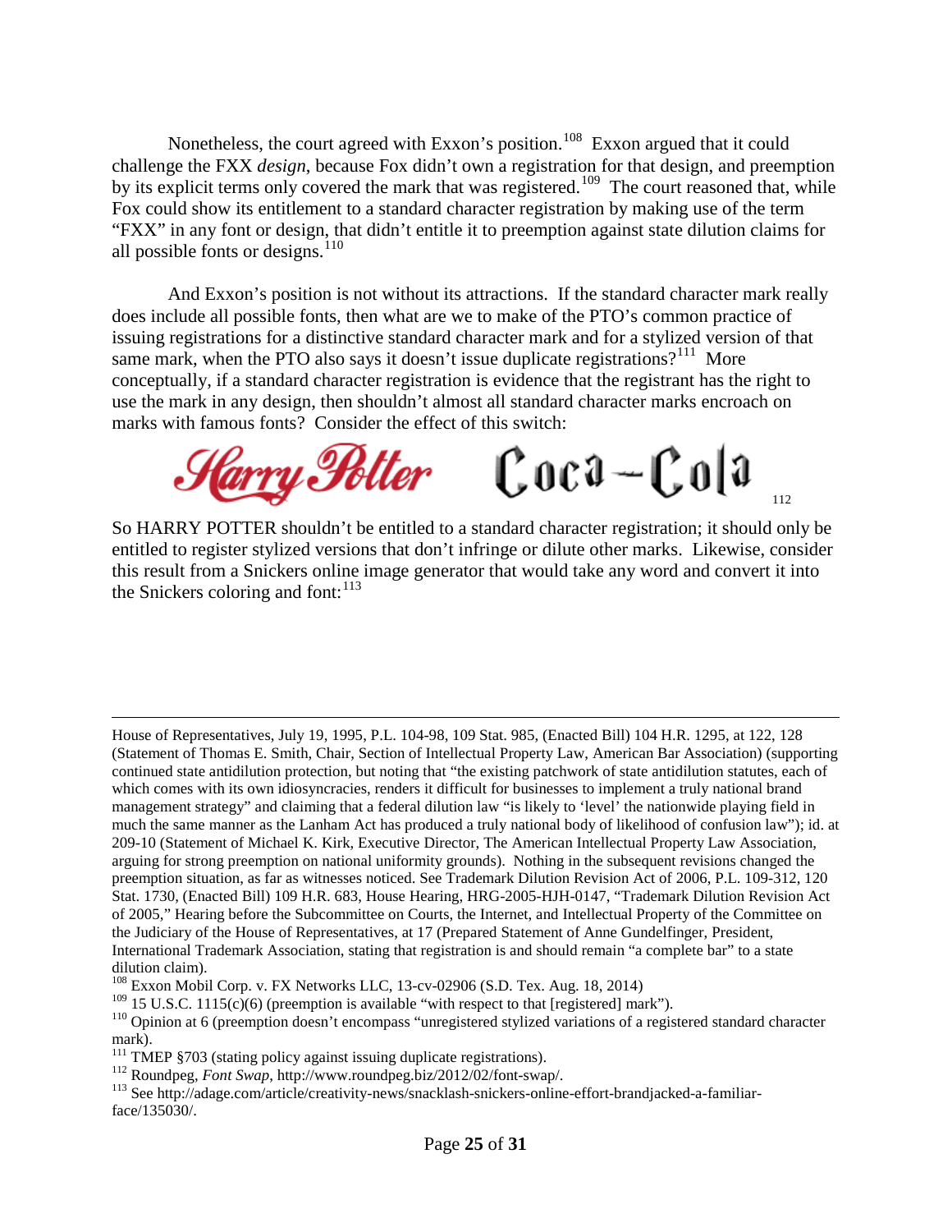Nonetheless, the court agreed with Exxon's position.[108] Exxon argued that it could challenge the FXX *design*, because Fox didn't own a registration for that design, and preemption by its explicit terms only covered the mark that was registered.[109] The court reasoned that, while Fox could show its entitlement to a standard character registration by making use of the term "FXX" in any font or design, that didn't entitle it to preemption against state dilution claims for all possible fonts or designs.[110]

And Exxon's position is not without its attractions. If the standard character mark really does include all possible fonts, then what are we to make of the PTO's common practice of issuing registrations for a distinctive standard character mark and for a stylized version of that same mark, when the PTO also says it doesn't issue duplicate registrations?[111] More conceptually, if a standard character registration is evidence that the registrant has the right to use the mark in any design, then shouldn't almost all standard character marks encroach on marks with famous fonts? Consider the effect of this switch:

Harry Potter Coca-Cola [112]

So HARRY POTTER shouldn't be entitled to a standard character registration; it should only be entitled to register stylized versions that don't infringe or dilute other marks. Likewise, consider this result from a Snickers online image generator that would take any word and convert it into the Snickers coloring and font:[113]

---

House of Representatives, July 19, 1995, P.L. 104-98, 109 Stat. 985, (Enacted Bill) 104 H.R. 1295, at 122, 128 (Statement of Thomas E. Smith, Chair, Section of Intellectual Property Law, American Bar Association) (supporting continued state antidilution protection, but noting that "the existing patchwork of state antidilution statutes, each of which comes with its own idiosyncracies, renders it difficult for businesses to implement a truly national brand management strategy" and claiming that a federal dilution law "is likely to 'level' the nationwide playing field in much the same manner as the Lanham Act has produced a truly national body of likelihood of confusion law"); id. at 209-10 (Statement of Michael K. Kirk, Executive Director, The American Intellectual Property Law Association, arguing for strong preemption on national uniformity grounds). Nothing in the subsequent revisions changed the preemption situation, as far as witnesses noticed. See Trademark Dilution Revision Act of 2006, P.L. 109-312, 120 Stat. 1730, (Enacted Bill) 109 H.R. 683, House Hearing, HRG-2005-HJH-0147, "Trademark Dilution Revision Act of 2005," Hearing before the Subcommittee on Courts, the Internet, and Intellectual Property of the Committee on the Judiciary of the House of Representatives, at 17 (Prepared Statement of Anne Gundelfinger, President, International Trademark Association, stating that registration is and should remain "a complete bar" to a state dilution claim).

[108] Exxon Mobil Corp. v. FX Networks LLC, 13-cv-02906 (S.D. Tex. Aug. 18, 2014)

[109] 15 U.S.C. 1115(c)(6) (preemption is available "with respect to that [registered] mark").

[110] Opinion at 6 (preemption doesn't encompass "unregistered stylized variations of a registered standard character mark).

[111] TMEP §703 (stating policy against issuing duplicate registrations).

[112] Roundpeg, *Font Swap*, http://www.roundpeg.biz/2012/02/font-swap/.

[113] See http://adage.com/article/creativity-news/snacklash-snickers-online-effort-brandjacked-a-familiar-face/135030/.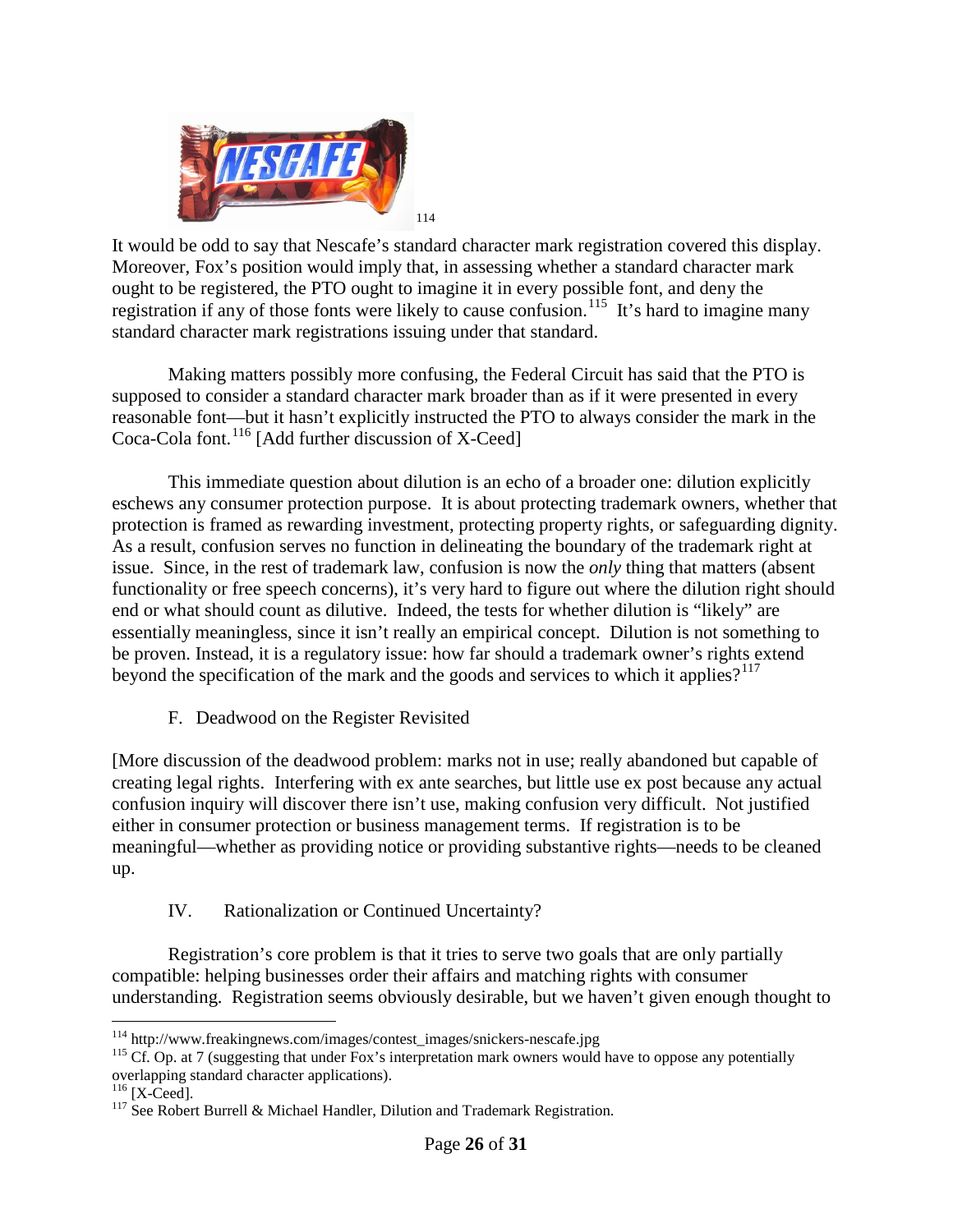[114]

It would be odd to say that Nescafe's standard character mark registration covered this display. Moreover, Fox's position would imply that, in assessing whether a standard character mark ought to be registered, the PTO ought to imagine it in every possible font, and deny the registration if any of those fonts were likely to cause confusion.[115] It's hard to imagine many standard character mark registrations issuing under that standard.

Making matters possibly more confusing, the Federal Circuit has said that the PTO is supposed to consider a standard character mark broader than as if it were presented in every reasonable font—but it hasn't explicitly instructed the PTO to always consider the mark in the Coca-Cola font.[116] [Add further discussion of X-Ceed]

This immediate question about dilution is an echo of a broader one: dilution explicitly eschews any consumer protection purpose. It is about protecting trademark owners, whether that protection is framed as rewarding investment, protecting property rights, or safeguarding dignity. As a result, confusion serves no function in delineating the boundary of the trademark right at issue. Since, in the rest of trademark law, confusion is now the *only* thing that matters (absent functionality or free speech concerns), it's very hard to figure out where the dilution right should end or what should count as dilutive. Indeed, the tests for whether dilution is "likely" are essentially meaningless, since it isn't really an empirical concept. Dilution is not something to be proven. Instead, it is a regulatory issue: how far should a trademark owner's rights extend beyond the specification of the mark and the goods and services to which it applies?[117]

### F. Deadwood on the Register Revisited

[More discussion of the deadwood problem: marks not in use; really abandoned but capable of creating legal rights. Interfering with ex ante searches, but little use ex post because any actual confusion inquiry will discover there isn't use, making confusion very difficult. Not justified either in consumer protection or business management terms. If registration is to be meaningful—whether as providing notice or providing substantive rights—needs to be cleaned up.

## IV. Rationalization or Continued Uncertainty?

Registration's core problem is that it tries to serve two goals that are only partially compatible: helping businesses order their affairs and matching rights with consumer understanding. Registration seems obviously desirable, but we haven't given enough thought to

---

[114] http://www.freakingnews.com/images/contest_images/snickers-nescafe.jpg

[115] Cf. Op. at 7 (suggesting that under Fox's interpretation mark owners would have to oppose any potentially overlapping standard character applications).

[116] [X-Ceed].

[117] See Robert Burrell & Michael Handler, Dilution and Trademark Registration.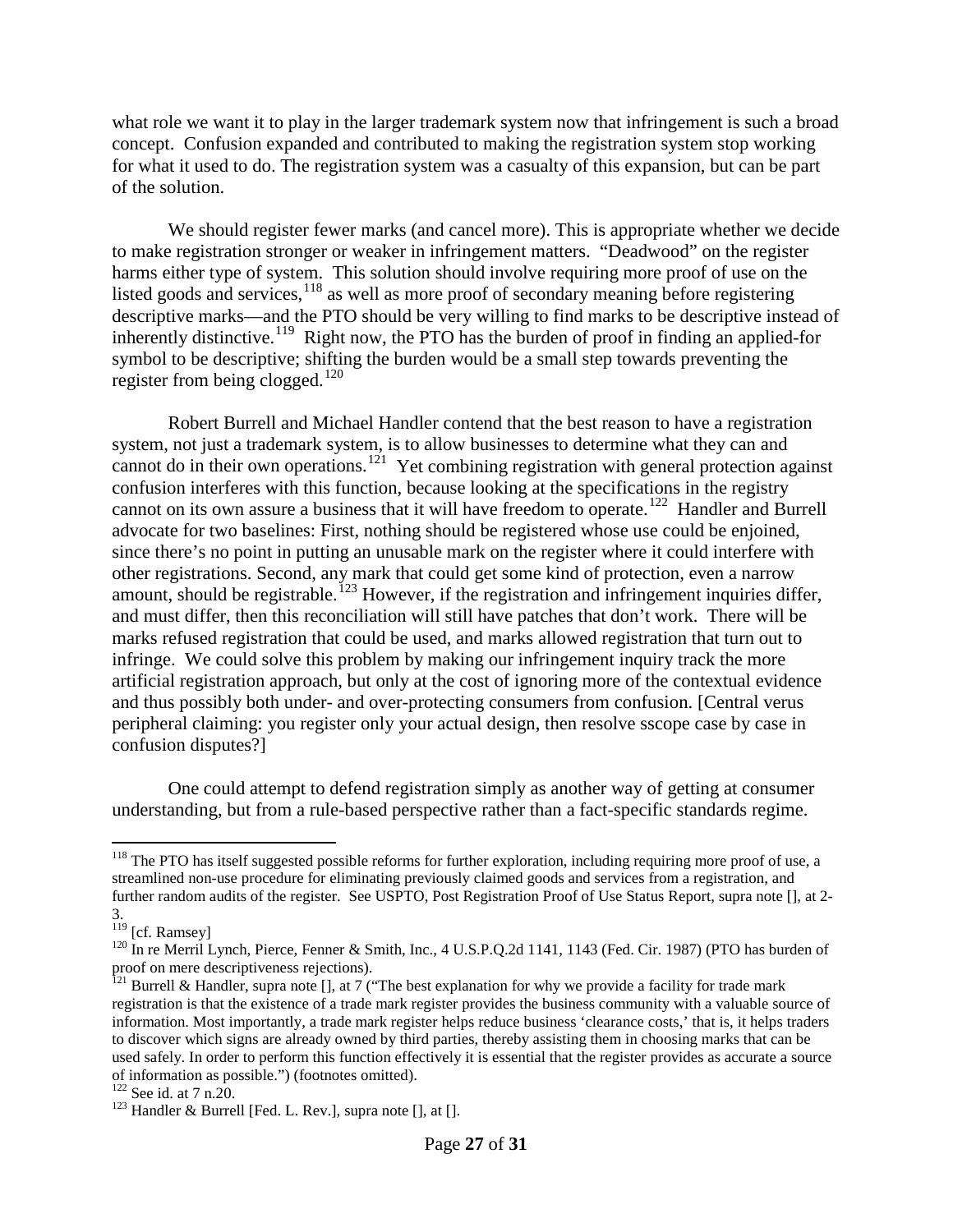what role we want it to play in the larger trademark system now that infringement is such a broad concept. Confusion expanded and contributed to making the registration system stop working for what it used to do. The registration system was a casualty of this expansion, but can be part of the solution.

We should register fewer marks (and cancel more). This is appropriate whether we decide to make registration stronger or weaker in infringement matters. "Deadwood" on the register harms either type of system. This solution should involve requiring more proof of use on the listed goods and services,[118] as well as more proof of secondary meaning before registering descriptive marks—and the PTO should be very willing to find marks to be descriptive instead of inherently distinctive.[119] Right now, the PTO has the burden of proof in finding an applied-for symbol to be descriptive; shifting the burden would be a small step towards preventing the register from being clogged.[120]

Robert Burrell and Michael Handler contend that the best reason to have a registration system, not just a trademark system, is to allow businesses to determine what they can and cannot do in their own operations.[121] Yet combining registration with general protection against confusion interferes with this function, because looking at the specifications in the registry cannot on its own assure a business that it will have freedom to operate.[122] Handler and Burrell advocate for two baselines: First, nothing should be registered whose use could be enjoined, since there's no point in putting an unusable mark on the register where it could interfere with other registrations. Second, any mark that could get some kind of protection, even a narrow amount, should be registrable.[123] However, if the registration and infringement inquiries differ, and must differ, then this reconciliation will still have patches that don't work. There will be marks refused registration that could be used, and marks allowed registration that turn out to infringe. We could solve this problem by making our infringement inquiry track the more artificial registration approach, but only at the cost of ignoring more of the contextual evidence and thus possibly both under- and over-protecting consumers from confusion. [Central verus peripheral claiming: you register only your actual design, then resolve sscope case by case in confusion disputes?]

One could attempt to defend registration simply as another way of getting at consumer understanding, but from a rule-based perspective rather than a fact-specific standards regime.

---

[118] The PTO has itself suggested possible reforms for further exploration, including requiring more proof of use, a streamlined non-use procedure for eliminating previously claimed goods and services from a registration, and further random audits of the register. See USPTO, Post Registration Proof of Use Status Report, supra note [], at 2-3.

[119] [cf. Ramsey]

[120] In re Merril Lynch, Pierce, Fenner & Smith, Inc., 4 U.S.P.Q.2d 1141, 1143 (Fed. Cir. 1987) (PTO has burden of proof on mere descriptiveness rejections).

[121] Burrell & Handler, supra note [], at 7 ("The best explanation for why we provide a facility for trade mark registration is that the existence of a trade mark register provides the business community with a valuable source of information. Most importantly, a trade mark register helps reduce business 'clearance costs,' that is, it helps traders to discover which signs are already owned by third parties, thereby assisting them in choosing marks that can be used safely. In order to perform this function effectively it is essential that the register provides as accurate a source of information as possible.") (footnotes omitted).

[122] See id. at 7 n.20.

[123] Handler & Burrell [Fed. L. Rev.], supra note [], at [].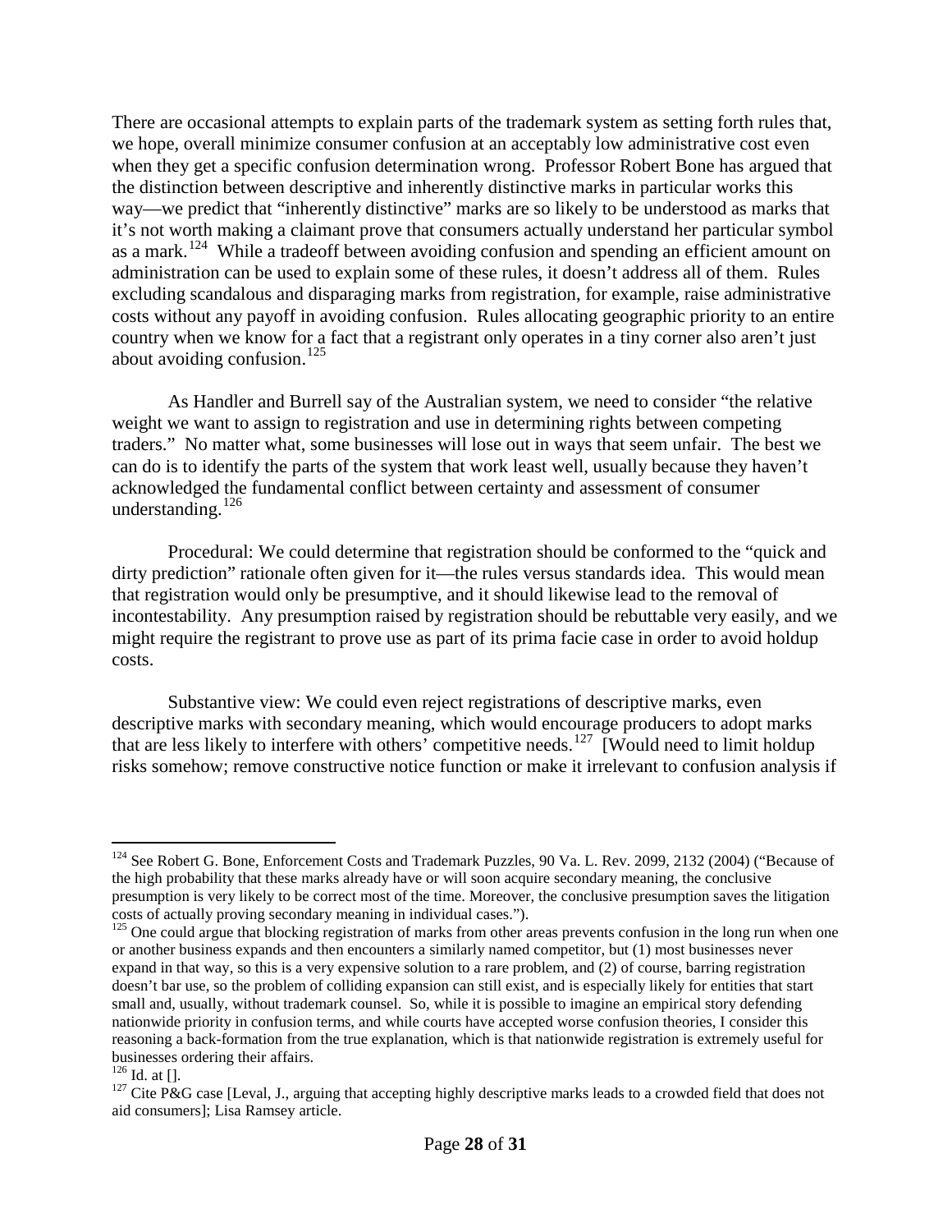There are occasional attempts to explain parts of the trademark system as setting forth rules that, we hope, overall minimize consumer confusion at an acceptably low administrative cost even when they get a specific confusion determination wrong. Professor Robert Bone has argued that the distinction between descriptive and inherently distinctive marks in particular works this way—we predict that "inherently distinctive" marks are so likely to be understood as marks that it's not worth making a claimant prove that consumers actually understand her particular symbol as a mark.[124] While a tradeoff between avoiding confusion and spending an efficient amount on administration can be used to explain some of these rules, it doesn't address all of them. Rules excluding scandalous and disparaging marks from registration, for example, raise administrative costs without any payoff in avoiding confusion. Rules allocating geographic priority to an entire country when we know for a fact that a registrant only operates in a tiny corner also aren't just about avoiding confusion.[125]

As Handler and Burrell say of the Australian system, we need to consider "the relative weight we want to assign to registration and use in determining rights between competing traders." No matter what, some businesses will lose out in ways that seem unfair. The best we can do is to identify the parts of the system that work least well, usually because they haven't acknowledged the fundamental conflict between certainty and assessment of consumer understanding.[126]

Procedural: We could determine that registration should be conformed to the "quick and dirty prediction" rationale often given for it—the rules versus standards idea. This would mean that registration would only be presumptive, and it should likewise lead to the removal of incontestability. Any presumption raised by registration should be rebuttable very easily, and we might require the registrant to prove use as part of its prima facie case in order to avoid holdup costs.

Substantive view: We could even reject registrations of descriptive marks, even descriptive marks with secondary meaning, which would encourage producers to adopt marks that are less likely to interfere with others' competitive needs.[127] [Would need to limit holdup risks somehow; remove constructive notice function or make it irrelevant to confusion analysis if

---

[124] See Robert G. Bone, Enforcement Costs and Trademark Puzzles, 90 Va. L. Rev. 2099, 2132 (2004) ("Because of the high probability that these marks already have or will soon acquire secondary meaning, the conclusive presumption is very likely to be correct most of the time. Moreover, the conclusive presumption saves the litigation costs of actually proving secondary meaning in individual cases.").

[125] One could argue that blocking registration of marks from other areas prevents confusion in the long run when one or another business expands and then encounters a similarly named competitor, but (1) most businesses never expand in that way, so this is a very expensive solution to a rare problem, and (2) of course, barring registration doesn't bar use, so the problem of colliding expansion can still exist, and is especially likely for entities that start small and, usually, without trademark counsel. So, while it is possible to imagine an empirical story defending nationwide priority in confusion terms, and while courts have accepted worse confusion theories, I consider this reasoning a back-formation from the true explanation, which is that nationwide registration is extremely useful for businesses ordering their affairs.

[126] Id. at [].

[127] Cite P&G case [Leval, J., arguing that accepting highly descriptive marks leads to a crowded field that does not aid consumers]; Lisa Ramsey article.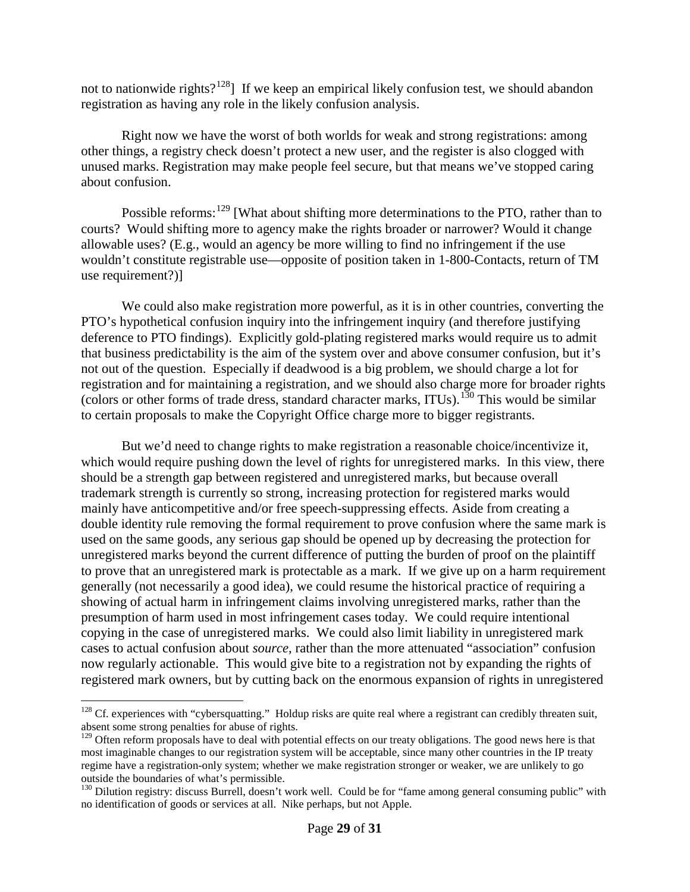not to nationwide rights?[128]] If we keep an empirical likely confusion test, we should abandon registration as having any role in the likely confusion analysis.

Right now we have the worst of both worlds for weak and strong registrations: among other things, a registry check doesn't protect a new user, and the register is also clogged with unused marks. Registration may make people feel secure, but that means we've stopped caring about confusion.

Possible reforms:[129] [What about shifting more determinations to the PTO, rather than to courts? Would shifting more to agency make the rights broader or narrower? Would it change allowable uses? (E.g., would an agency be more willing to find no infringement if the use wouldn't constitute registrable use—opposite of position taken in 1-800-Contacts, return of TM use requirement?)]

We could also make registration more powerful, as it is in other countries, converting the PTO's hypothetical confusion inquiry into the infringement inquiry (and therefore justifying deference to PTO findings). Explicitly gold-plating registered marks would require us to admit that business predictability is the aim of the system over and above consumer confusion, but it's not out of the question. Especially if deadwood is a big problem, we should charge a lot for registration and for maintaining a registration, and we should also charge more for broader rights (colors or other forms of trade dress, standard character marks, ITUs).[130] This would be similar to certain proposals to make the Copyright Office charge more to bigger registrants.

But we'd need to change rights to make registration a reasonable choice/incentivize it, which would require pushing down the level of rights for unregistered marks. In this view, there should be a strength gap between registered and unregistered marks, but because overall trademark strength is currently so strong, increasing protection for registered marks would mainly have anticompetitive and/or free speech-suppressing effects. Aside from creating a double identity rule removing the formal requirement to prove confusion where the same mark is used on the same goods, any serious gap should be opened up by decreasing the protection for unregistered marks beyond the current difference of putting the burden of proof on the plaintiff to prove that an unregistered mark is protectable as a mark. If we give up on a harm requirement generally (not necessarily a good idea), we could resume the historical practice of requiring a showing of actual harm in infringement claims involving unregistered marks, rather than the presumption of harm used in most infringement cases today. We could require intentional copying in the case of unregistered marks. We could also limit liability in unregistered mark cases to actual confusion about *source*, rather than the more attenuated "association" confusion now regularly actionable. This would give bite to a registration not by expanding the rights of registered mark owners, but by cutting back on the enormous expansion of rights in unregistered

---

[128] Cf. experiences with "cybersquatting." Holdup risks are quite real where a registrant can credibly threaten suit, absent some strong penalties for abuse of rights.

[129] Often reform proposals have to deal with potential effects on our treaty obligations. The good news here is that most imaginable changes to our registration system will be acceptable, since many other countries in the IP treaty regime have a registration-only system; whether we make registration stronger or weaker, we are unlikely to go outside the boundaries of what's permissible.

[130] Dilution registry: discuss Burrell, doesn't work well. Could be for "fame among general consuming public" with no identification of goods or services at all. Nike perhaps, but not Apple.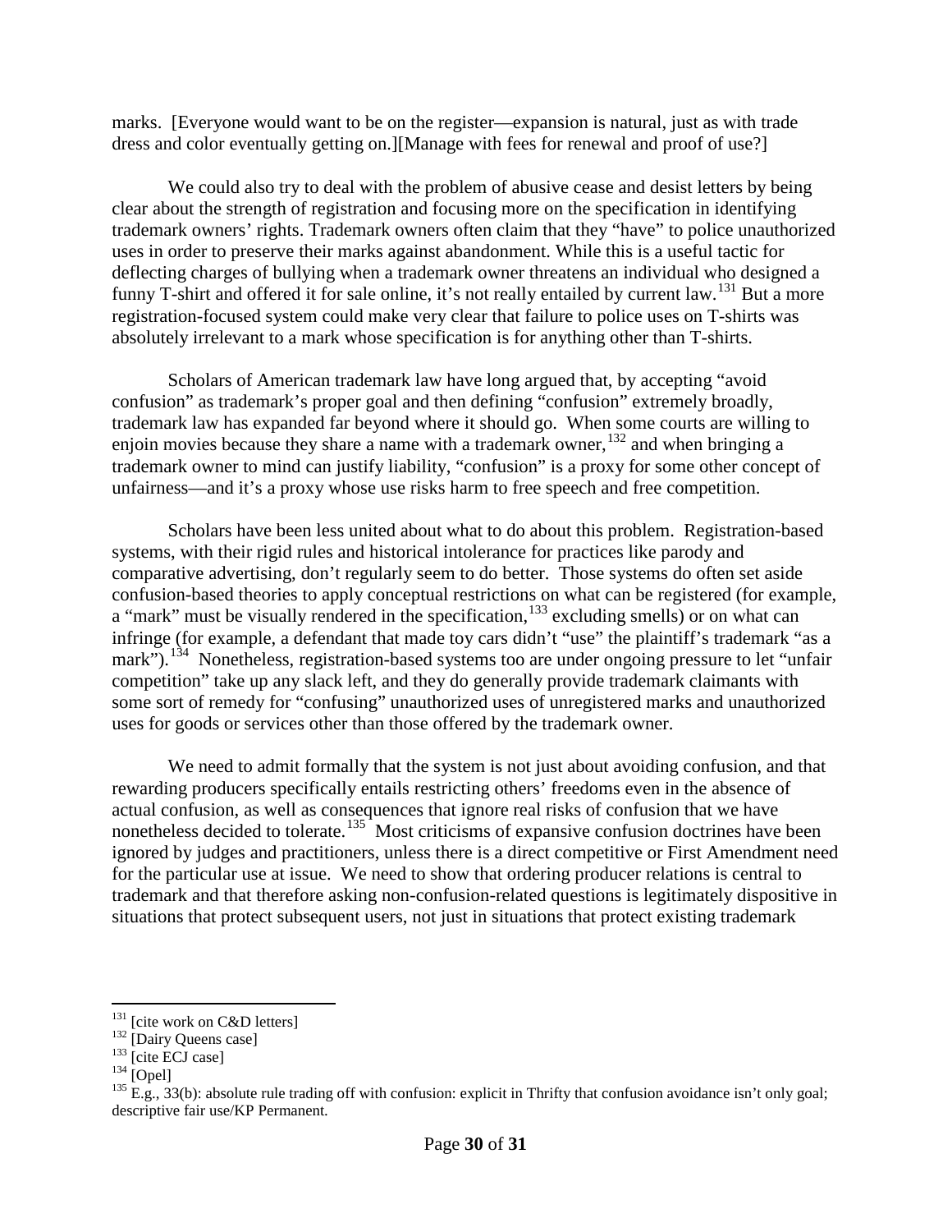marks. [Everyone would want to be on the register—expansion is natural, just as with trade dress and color eventually getting on.][Manage with fees for renewal and proof of use?]

We could also try to deal with the problem of abusive cease and desist letters by being clear about the strength of registration and focusing more on the specification in identifying trademark owners' rights. Trademark owners often claim that they "have" to police unauthorized uses in order to preserve their marks against abandonment. While this is a useful tactic for deflecting charges of bullying when a trademark owner threatens an individual who designed a funny T-shirt and offered it for sale online, it's not really entailed by current law.[131] But a more registration-focused system could make very clear that failure to police uses on T-shirts was absolutely irrelevant to a mark whose specification is for anything other than T-shirts.

Scholars of American trademark law have long argued that, by accepting "avoid confusion" as trademark's proper goal and then defining "confusion" extremely broadly, trademark law has expanded far beyond where it should go. When some courts are willing to enjoin movies because they share a name with a trademark owner,[132] and when bringing a trademark owner to mind can justify liability, "confusion" is a proxy for some other concept of unfairness—and it's a proxy whose use risks harm to free speech and free competition.

Scholars have been less united about what to do about this problem. Registration-based systems, with their rigid rules and historical intolerance for practices like parody and comparative advertising, don't regularly seem to do better. Those systems do often set aside confusion-based theories to apply conceptual restrictions on what can be registered (for example, a "mark" must be visually rendered in the specification,[133] excluding smells) or on what can infringe (for example, a defendant that made toy cars didn't "use" the plaintiff's trademark "as a mark").[134] Nonetheless, registration-based systems too are under ongoing pressure to let "unfair competition" take up any slack left, and they do generally provide trademark claimants with some sort of remedy for "confusing" unauthorized uses of unregistered marks and unauthorized uses for goods or services other than those offered by the trademark owner.

We need to admit formally that the system is not just about avoiding confusion, and that rewarding producers specifically entails restricting others' freedoms even in the absence of actual confusion, as well as consequences that ignore real risks of confusion that we have nonetheless decided to tolerate.[135] Most criticisms of expansive confusion doctrines have been ignored by judges and practitioners, unless there is a direct competitive or First Amendment need for the particular use at issue. We need to show that ordering producer relations is central to trademark and that therefore asking non-confusion-related questions is legitimately dispositive in situations that protect subsequent users, not just in situations that protect existing trademark

---

[131] [cite work on C&D letters]

[132] [Dairy Queens case]

[133] [cite ECJ case]

[134] [Opel]

[135] E.g., 33(b): absolute rule trading off with confusion: explicit in Thrifty that confusion avoidance isn't only goal; descriptive fair use/KP Permanent.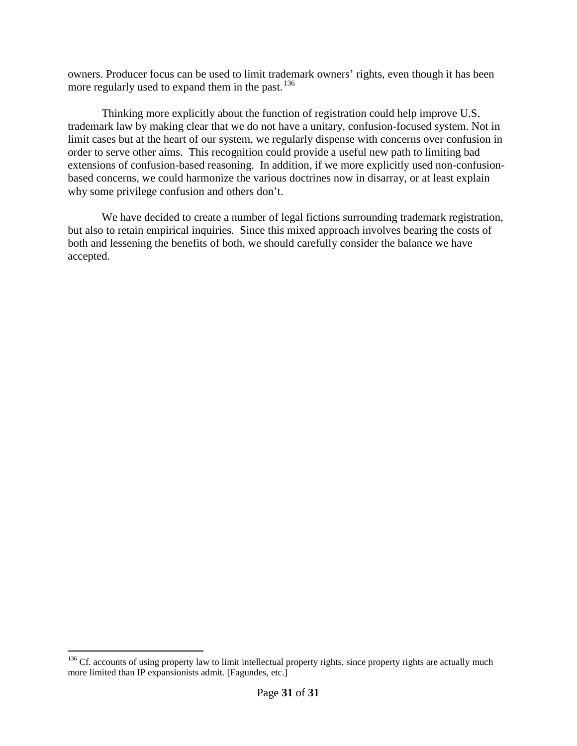owners. Producer focus can be used to limit trademark owners' rights, even though it has been more regularly used to expand them in the past.[136]

Thinking more explicitly about the function of registration could help improve U.S. trademark law by making clear that we do not have a unitary, confusion-focused system. Not in limit cases but at the heart of our system, we regularly dispense with concerns over confusion in order to serve other aims. This recognition could provide a useful new path to limiting bad extensions of confusion-based reasoning. In addition, if we more explicitly used non-confusion-based concerns, we could harmonize the various doctrines now in disarray, or at least explain why some privilege confusion and others don't.

We have decided to create a number of legal fictions surrounding trademark registration, but also to retain empirical inquiries. Since this mixed approach involves bearing the costs of both and lessening the benefits of both, we should carefully consider the balance we have accepted.

---

[136] Cf. accounts of using property law to limit intellectual property rights, since property rights are actually much more limited than IP expansionists admit. [Fagundes, etc.]